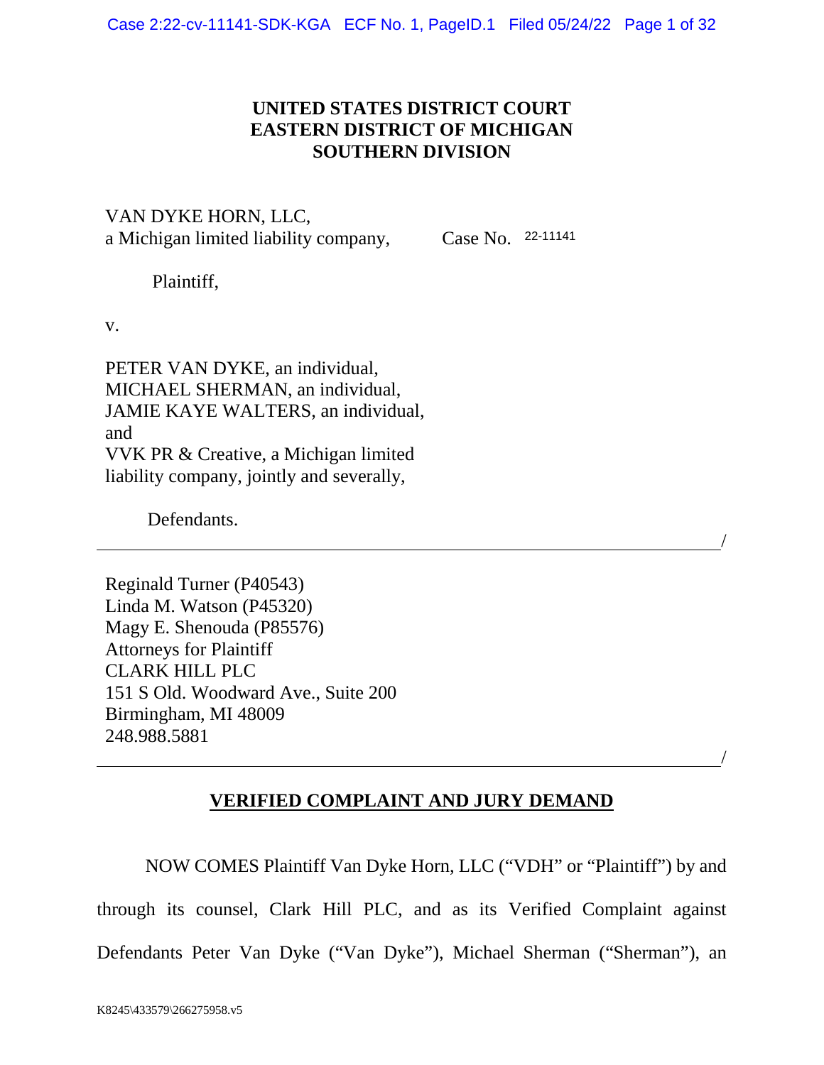**UNITED STATES DISTRICT COURT**
**EASTERN DISTRICT OF MICHIGAN**
**SOUTHERN DIVISION**

VAN DYKE HORN, LLC,
a Michigan limited liability company,

Case No. 22-11141

Plaintiff,

v.

PETER VAN DYKE, an individual,
MICHAEL SHERMAN, an individual,
JAMIE KAYE WALTERS, an individual,
and
VVK PR & Creative, a Michigan limited liability company, jointly and severally,

Defendants.

_______________________________________________/

Reginald Turner (P40543)
Linda M. Watson (P45320)
Magy E. Shenouda (P85576)
Attorneys for Plaintiff
CLARK HILL PLC
151 S Old. Woodward Ave., Suite 200
Birmingham, MI 48009
248.988.5881

_______________________________________________/

## VERIFIED COMPLAINT AND JURY DEMAND

NOW COMES Plaintiff Van Dyke Horn, LLC ("VDH" or "Plaintiff") by and through its counsel, Clark Hill PLC, and as its Verified Complaint against Defendants Peter Van Dyke ("Van Dyke"), Michael Sherman ("Sherman"), an

K8245\433579\266275958.v5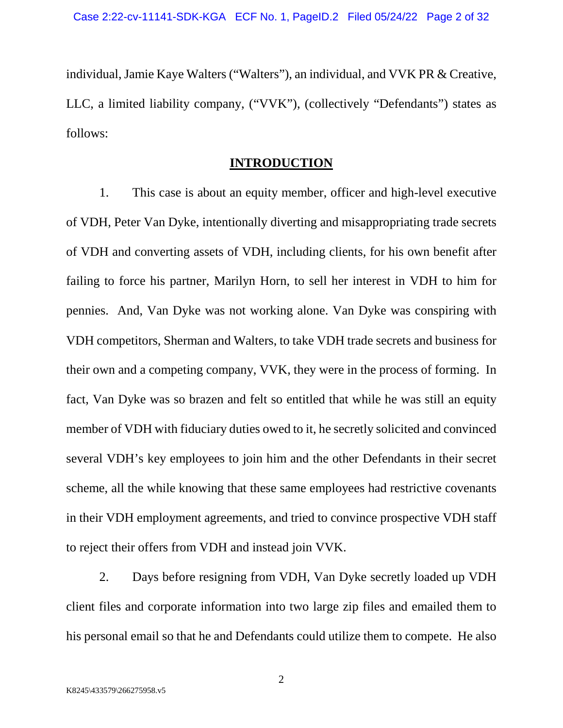individual, Jamie Kaye Walters ("Walters"), an individual, and VVK PR & Creative, LLC, a limited liability company, ("VVK"), (collectively "Defendants") states as follows:

## INTRODUCTION

1. This case is about an equity member, officer and high-level executive of VDH, Peter Van Dyke, intentionally diverting and misappropriating trade secrets of VDH and converting assets of VDH, including clients, for his own benefit after failing to force his partner, Marilyn Horn, to sell her interest in VDH to him for pennies. And, Van Dyke was not working alone. Van Dyke was conspiring with VDH competitors, Sherman and Walters, to take VDH trade secrets and business for their own and a competing company, VVK, they were in the process of forming. In fact, Van Dyke was so brazen and felt so entitled that while he was still an equity member of VDH with fiduciary duties owed to it, he secretly solicited and convinced several VDH's key employees to join him and the other Defendants in their secret scheme, all the while knowing that these same employees had restrictive covenants in their VDH employment agreements, and tried to convince prospective VDH staff to reject their offers from VDH and instead join VVK.

2. Days before resigning from VDH, Van Dyke secretly loaded up VDH client files and corporate information into two large zip files and emailed them to his personal email so that he and Defendants could utilize them to compete. He also

K8245\433579\266275958.v5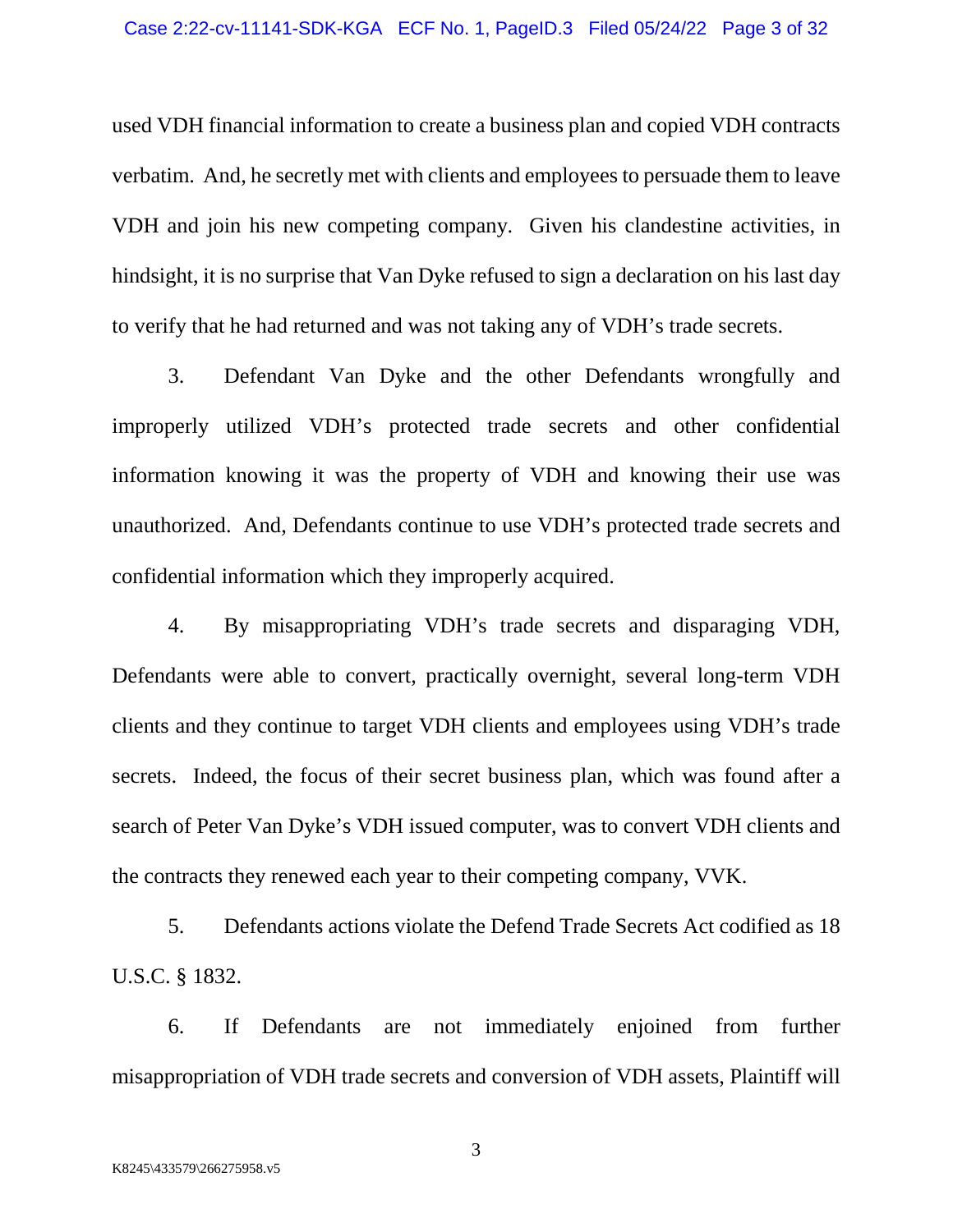used VDH financial information to create a business plan and copied VDH contracts verbatim. And, he secretly met with clients and employees to persuade them to leave VDH and join his new competing company. Given his clandestine activities, in hindsight, it is no surprise that Van Dyke refused to sign a declaration on his last day to verify that he had returned and was not taking any of VDH's trade secrets.

3. Defendant Van Dyke and the other Defendants wrongfully and improperly utilized VDH's protected trade secrets and other confidential information knowing it was the property of VDH and knowing their use was unauthorized. And, Defendants continue to use VDH's protected trade secrets and confidential information which they improperly acquired.

4. By misappropriating VDH's trade secrets and disparaging VDH, Defendants were able to convert, practically overnight, several long-term VDH clients and they continue to target VDH clients and employees using VDH's trade secrets. Indeed, the focus of their secret business plan, which was found after a search of Peter Van Dyke's VDH issued computer, was to convert VDH clients and the contracts they renewed each year to their competing company, VVK.

5. Defendants actions violate the Defend Trade Secrets Act codified as 18 U.S.C. § 1832.

6. If Defendants are not immediately enjoined from further misappropriation of VDH trade secrets and conversion of VDH assets, Plaintiff will

K8245\433579\266275958.v5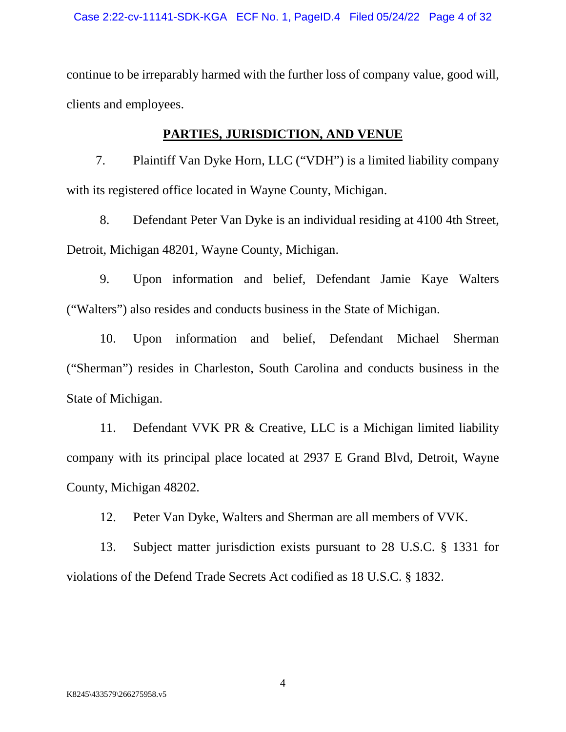continue to be irreparably harmed with the further loss of company value, good will, clients and employees.

## PARTIES, JURISDICTION, AND VENUE

7. Plaintiff Van Dyke Horn, LLC ("VDH") is a limited liability company with its registered office located in Wayne County, Michigan.

8. Defendant Peter Van Dyke is an individual residing at 4100 4th Street, Detroit, Michigan 48201, Wayne County, Michigan.

9. Upon information and belief, Defendant Jamie Kaye Walters ("Walters") also resides and conducts business in the State of Michigan.

10. Upon information and belief, Defendant Michael Sherman ("Sherman") resides in Charleston, South Carolina and conducts business in the State of Michigan.

11. Defendant VVK PR & Creative, LLC is a Michigan limited liability company with its principal place located at 2937 E Grand Blvd, Detroit, Wayne County, Michigan 48202.

12. Peter Van Dyke, Walters and Sherman are all members of VVK.

13. Subject matter jurisdiction exists pursuant to 28 U.S.C. § 1331 for violations of the Defend Trade Secrets Act codified as 18 U.S.C. § 1832.

K8245\433579\266275958.v5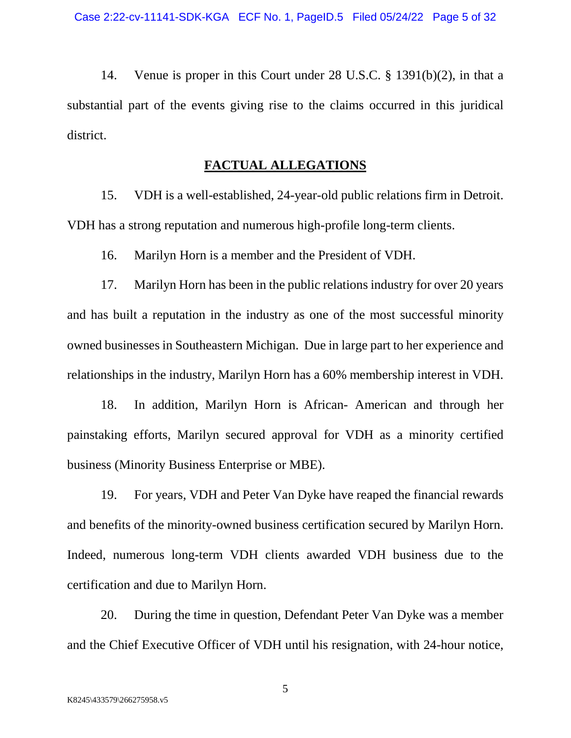14. Venue is proper in this Court under 28 U.S.C. § 1391(b)(2), in that a substantial part of the events giving rise to the claims occurred in this juridical district.

## FACTUAL ALLEGATIONS

15. VDH is a well-established, 24-year-old public relations firm in Detroit. VDH has a strong reputation and numerous high-profile long-term clients.

16. Marilyn Horn is a member and the President of VDH.

17. Marilyn Horn has been in the public relations industry for over 20 years and has built a reputation in the industry as one of the most successful minority owned businesses in Southeastern Michigan. Due in large part to her experience and relationships in the industry, Marilyn Horn has a 60% membership interest in VDH.

18. In addition, Marilyn Horn is African- American and through her painstaking efforts, Marilyn secured approval for VDH as a minority certified business (Minority Business Enterprise or MBE).

19. For years, VDH and Peter Van Dyke have reaped the financial rewards and benefits of the minority-owned business certification secured by Marilyn Horn. Indeed, numerous long-term VDH clients awarded VDH business due to the certification and due to Marilyn Horn.

20. During the time in question, Defendant Peter Van Dyke was a member and the Chief Executive Officer of VDH until his resignation, with 24-hour notice,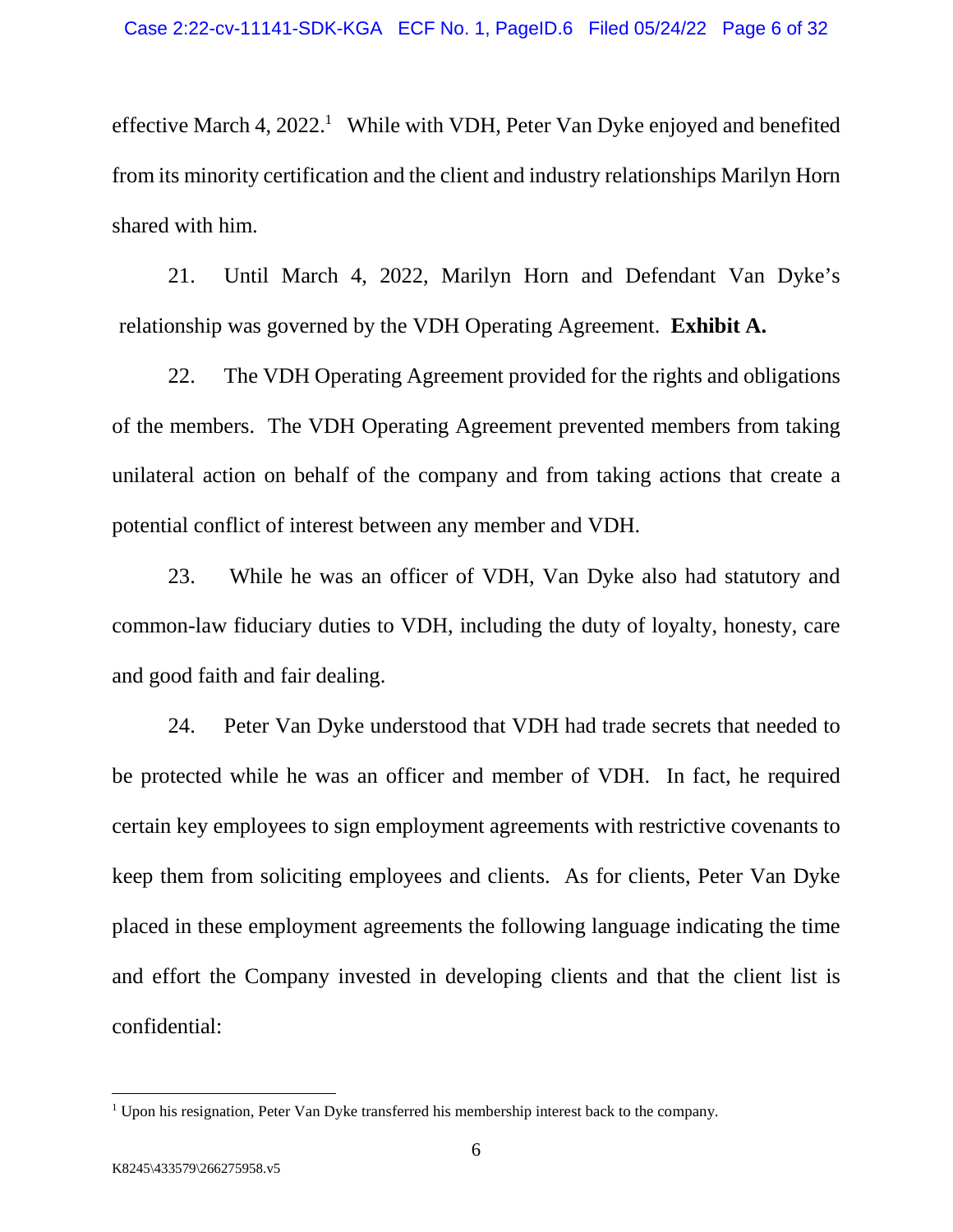effective March 4, 2022.[1] While with VDH, Peter Van Dyke enjoyed and benefited from its minority certification and the client and industry relationships Marilyn Horn shared with him.

21. Until March 4, 2022, Marilyn Horn and Defendant Van Dyke's relationship was governed by the VDH Operating Agreement. **Exhibit A.**

22. The VDH Operating Agreement provided for the rights and obligations of the members. The VDH Operating Agreement prevented members from taking unilateral action on behalf of the company and from taking actions that create a potential conflict of interest between any member and VDH.

23. While he was an officer of VDH, Van Dyke also had statutory and common-law fiduciary duties to VDH, including the duty of loyalty, honesty, care and good faith and fair dealing.

24. Peter Van Dyke understood that VDH had trade secrets that needed to be protected while he was an officer and member of VDH. In fact, he required certain key employees to sign employment agreements with restrictive covenants to keep them from soliciting employees and clients. As for clients, Peter Van Dyke placed in these employment agreements the following language indicating the time and effort the Company invested in developing clients and that the client list is confidential:

---

[1] Upon his resignation, Peter Van Dyke transferred his membership interest back to the company.

K8245\433579\266275958.v5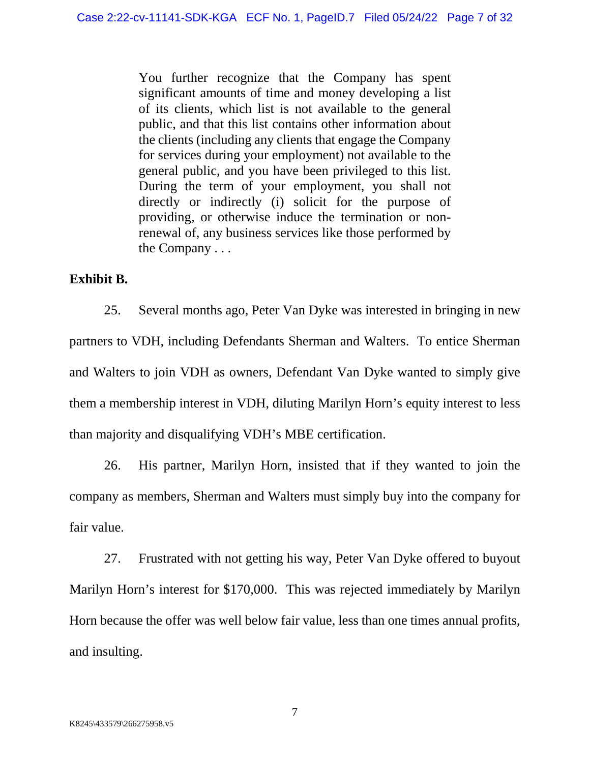> You further recognize that the Company has spent significant amounts of time and money developing a list of its clients, which list is not available to the general public, and that this list contains other information about the clients (including any clients that engage the Company for services during your employment) not available to the general public, and you have been privileged to this list. During the term of your employment, you shall not directly or indirectly (i) solicit for the purpose of providing, or otherwise induce the termination or non-renewal of, any business services like those performed by the Company . . .

**Exhibit B.**

25. Several months ago, Peter Van Dyke was interested in bringing in new partners to VDH, including Defendants Sherman and Walters. To entice Sherman and Walters to join VDH as owners, Defendant Van Dyke wanted to simply give them a membership interest in VDH, diluting Marilyn Horn's equity interest to less than majority and disqualifying VDH's MBE certification.

26. His partner, Marilyn Horn, insisted that if they wanted to join the company as members, Sherman and Walters must simply buy into the company for fair value.

27. Frustrated with not getting his way, Peter Van Dyke offered to buyout Marilyn Horn's interest for $170,000. This was rejected immediately by Marilyn Horn because the offer was well below fair value, less than one times annual profits, and insulting.

K8245\433579\266275958.v5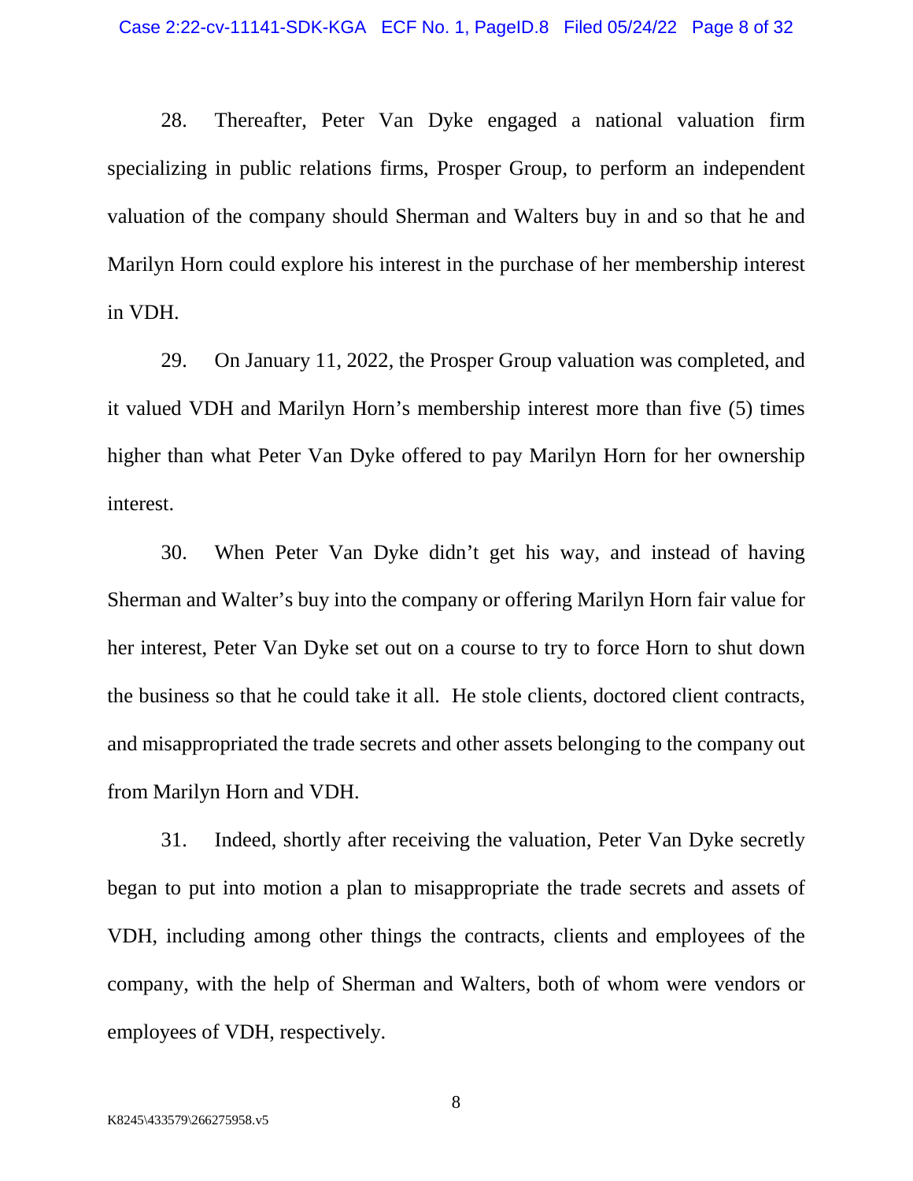28. Thereafter, Peter Van Dyke engaged a national valuation firm specializing in public relations firms, Prosper Group, to perform an independent valuation of the company should Sherman and Walters buy in and so that he and Marilyn Horn could explore his interest in the purchase of her membership interest in VDH.

29. On January 11, 2022, the Prosper Group valuation was completed, and it valued VDH and Marilyn Horn's membership interest more than five (5) times higher than what Peter Van Dyke offered to pay Marilyn Horn for her ownership interest.

30. When Peter Van Dyke didn't get his way, and instead of having Sherman and Walter's buy into the company or offering Marilyn Horn fair value for her interest, Peter Van Dyke set out on a course to try to force Horn to shut down the business so that he could take it all. He stole clients, doctored client contracts, and misappropriated the trade secrets and other assets belonging to the company out from Marilyn Horn and VDH.

31. Indeed, shortly after receiving the valuation, Peter Van Dyke secretly began to put into motion a plan to misappropriate the trade secrets and assets of VDH, including among other things the contracts, clients and employees of the company, with the help of Sherman and Walters, both of whom were vendors or employees of VDH, respectively.

K8245\433579\266275958.v5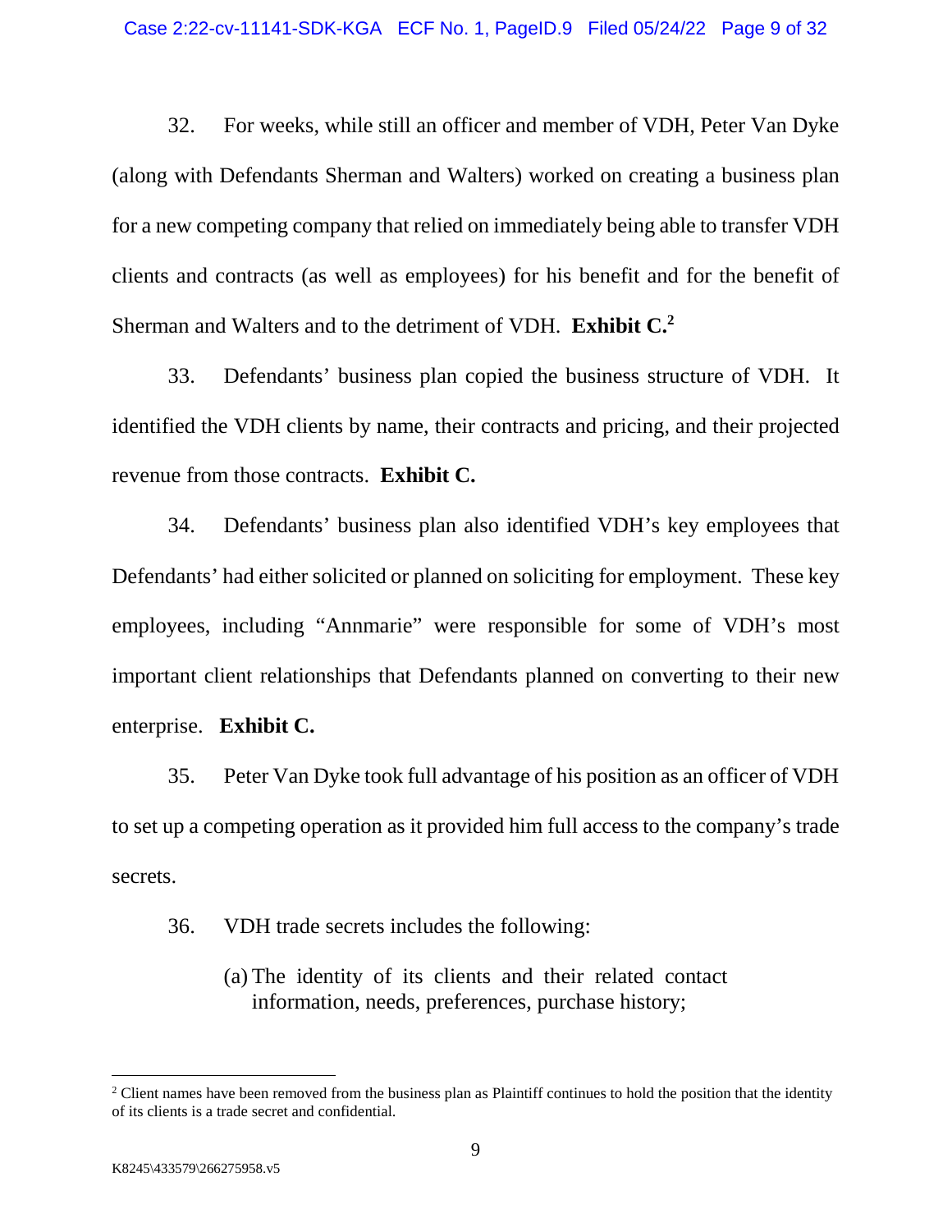32. For weeks, while still an officer and member of VDH, Peter Van Dyke (along with Defendants Sherman and Walters) worked on creating a business plan for a new competing company that relied on immediately being able to transfer VDH clients and contracts (as well as employees) for his benefit and for the benefit of Sherman and Walters and to the detriment of VDH. **Exhibit C.**[2]

33. Defendants' business plan copied the business structure of VDH. It identified the VDH clients by name, their contracts and pricing, and their projected revenue from those contracts. **Exhibit C.**

34. Defendants' business plan also identified VDH's key employees that Defendants' had either solicited or planned on soliciting for employment. These key employees, including "Annmarie" were responsible for some of VDH's most important client relationships that Defendants planned on converting to their new enterprise. **Exhibit C.**

35. Peter Van Dyke took full advantage of his position as an officer of VDH to set up a competing operation as it provided him full access to the company's trade secrets.

36. VDH trade secrets includes the following:

(a) The identity of its clients and their related contact information, needs, preferences, purchase history;

---

[2] Client names have been removed from the business plan as Plaintiff continues to hold the position that the identity of its clients is a trade secret and confidential.

K8245\433579\266275958.v5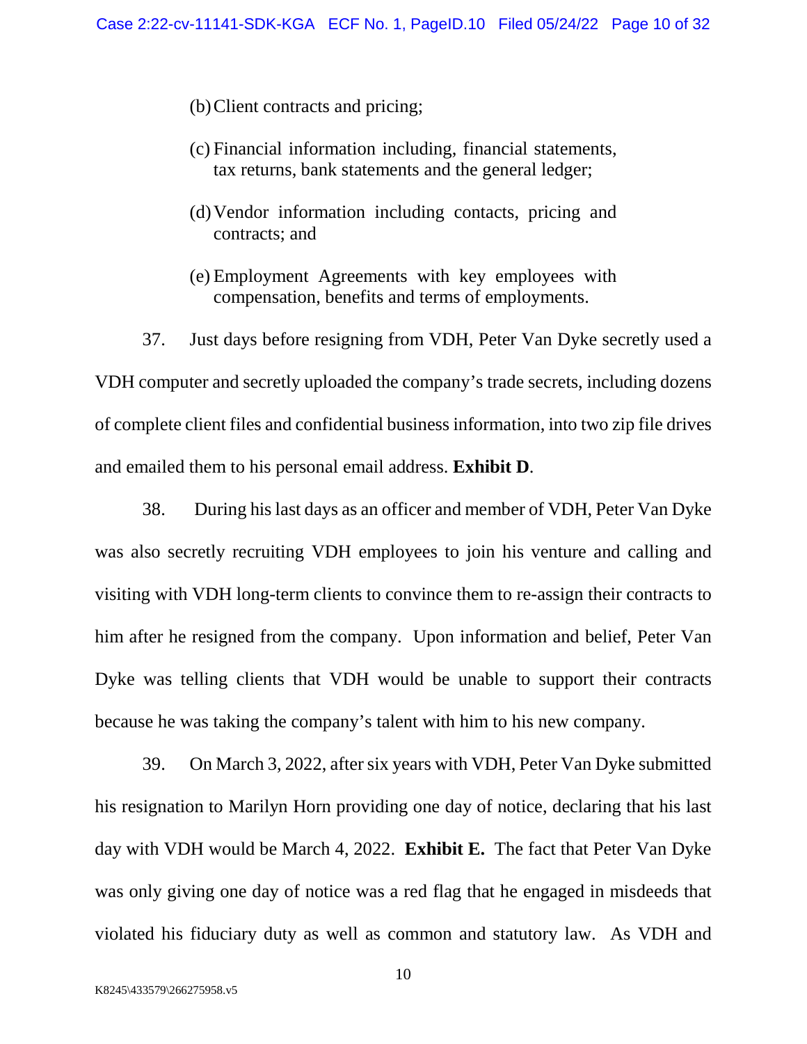(b) Client contracts and pricing;

(c) Financial information including, financial statements, tax returns, bank statements and the general ledger;

(d) Vendor information including contacts, pricing and contracts; and

(e) Employment Agreements with key employees with compensation, benefits and terms of employments.

37. Just days before resigning from VDH, Peter Van Dyke secretly used a VDH computer and secretly uploaded the company's trade secrets, including dozens of complete client files and confidential business information, into two zip file drives and emailed them to his personal email address. **Exhibit D**.

38. During his last days as an officer and member of VDH, Peter Van Dyke was also secretly recruiting VDH employees to join his venture and calling and visiting with VDH long-term clients to convince them to re-assign their contracts to him after he resigned from the company. Upon information and belief, Peter Van Dyke was telling clients that VDH would be unable to support their contracts because he was taking the company's talent with him to his new company.

39. On March 3, 2022, after six years with VDH, Peter Van Dyke submitted his resignation to Marilyn Horn providing one day of notice, declaring that his last day with VDH would be March 4, 2022. **Exhibit E.** The fact that Peter Van Dyke was only giving one day of notice was a red flag that he engaged in misdeeds that violated his fiduciary duty as well as common and statutory law. As VDH and

K8245\433579\266275958.v5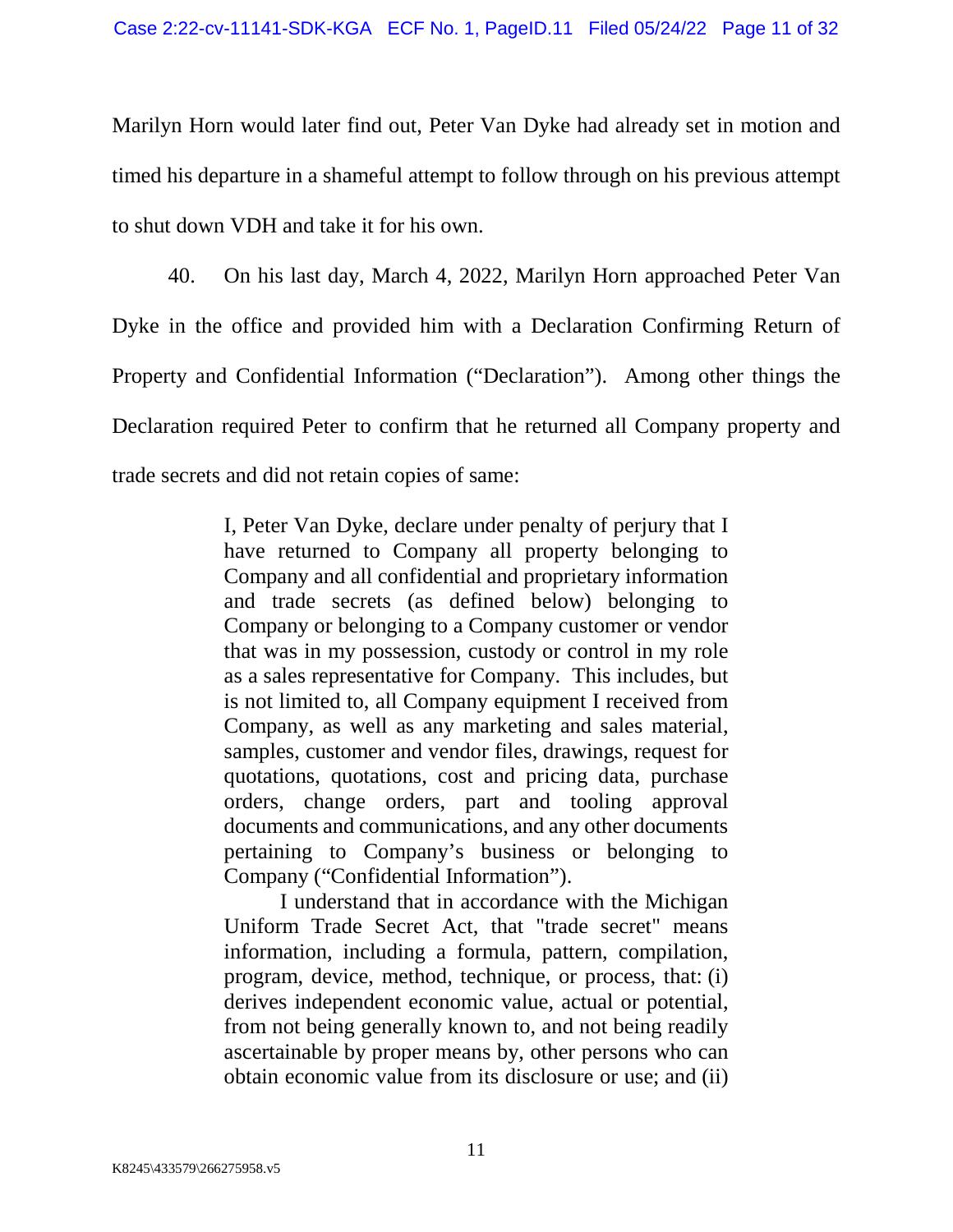Marilyn Horn would later find out, Peter Van Dyke had already set in motion and timed his departure in a shameful attempt to follow through on his previous attempt to shut down VDH and take it for his own.

40. On his last day, March 4, 2022, Marilyn Horn approached Peter Van Dyke in the office and provided him with a Declaration Confirming Return of Property and Confidential Information ("Declaration"). Among other things the Declaration required Peter to confirm that he returned all Company property and trade secrets and did not retain copies of same:

> I, Peter Van Dyke, declare under penalty of perjury that I have returned to Company all property belonging to Company and all confidential and proprietary information and trade secrets (as defined below) belonging to Company or belonging to a Company customer or vendor that was in my possession, custody or control in my role as a sales representative for Company. This includes, but is not limited to, all Company equipment I received from Company, as well as any marketing and sales material, samples, customer and vendor files, drawings, request for quotations, quotations, cost and pricing data, purchase orders, change orders, part and tooling approval documents and communications, and any other documents pertaining to Company's business or belonging to Company ("Confidential Information").
>
> I understand that in accordance with the Michigan Uniform Trade Secret Act, that "trade secret" means information, including a formula, pattern, compilation, program, device, method, technique, or process, that: (i) derives independent economic value, actual or potential, from not being generally known to, and not being readily ascertainable by proper means by, other persons who can obtain economic value from its disclosure or use; and (ii)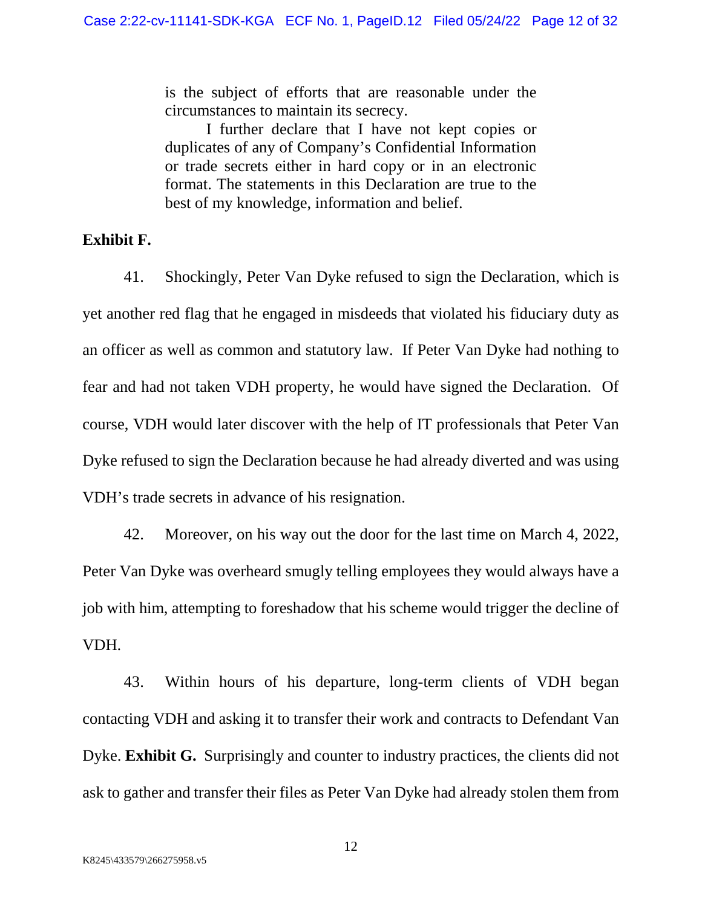> is the subject of efforts that are reasonable under the circumstances to maintain its secrecy.
>
> I further declare that I have not kept copies or duplicates of any of Company's Confidential Information or trade secrets either in hard copy or in an electronic format. The statements in this Declaration are true to the best of my knowledge, information and belief.

**Exhibit F.**

41. Shockingly, Peter Van Dyke refused to sign the Declaration, which is yet another red flag that he engaged in misdeeds that violated his fiduciary duty as an officer as well as common and statutory law. If Peter Van Dyke had nothing to fear and had not taken VDH property, he would have signed the Declaration. Of course, VDH would later discover with the help of IT professionals that Peter Van Dyke refused to sign the Declaration because he had already diverted and was using VDH's trade secrets in advance of his resignation.

42. Moreover, on his way out the door for the last time on March 4, 2022, Peter Van Dyke was overheard smugly telling employees they would always have a job with him, attempting to foreshadow that his scheme would trigger the decline of VDH.

43. Within hours of his departure, long-term clients of VDH began contacting VDH and asking it to transfer their work and contracts to Defendant Van Dyke. **Exhibit G.** Surprisingly and counter to industry practices, the clients did not ask to gather and transfer their files as Peter Van Dyke had already stolen them from

K8245\433579\266275958.v5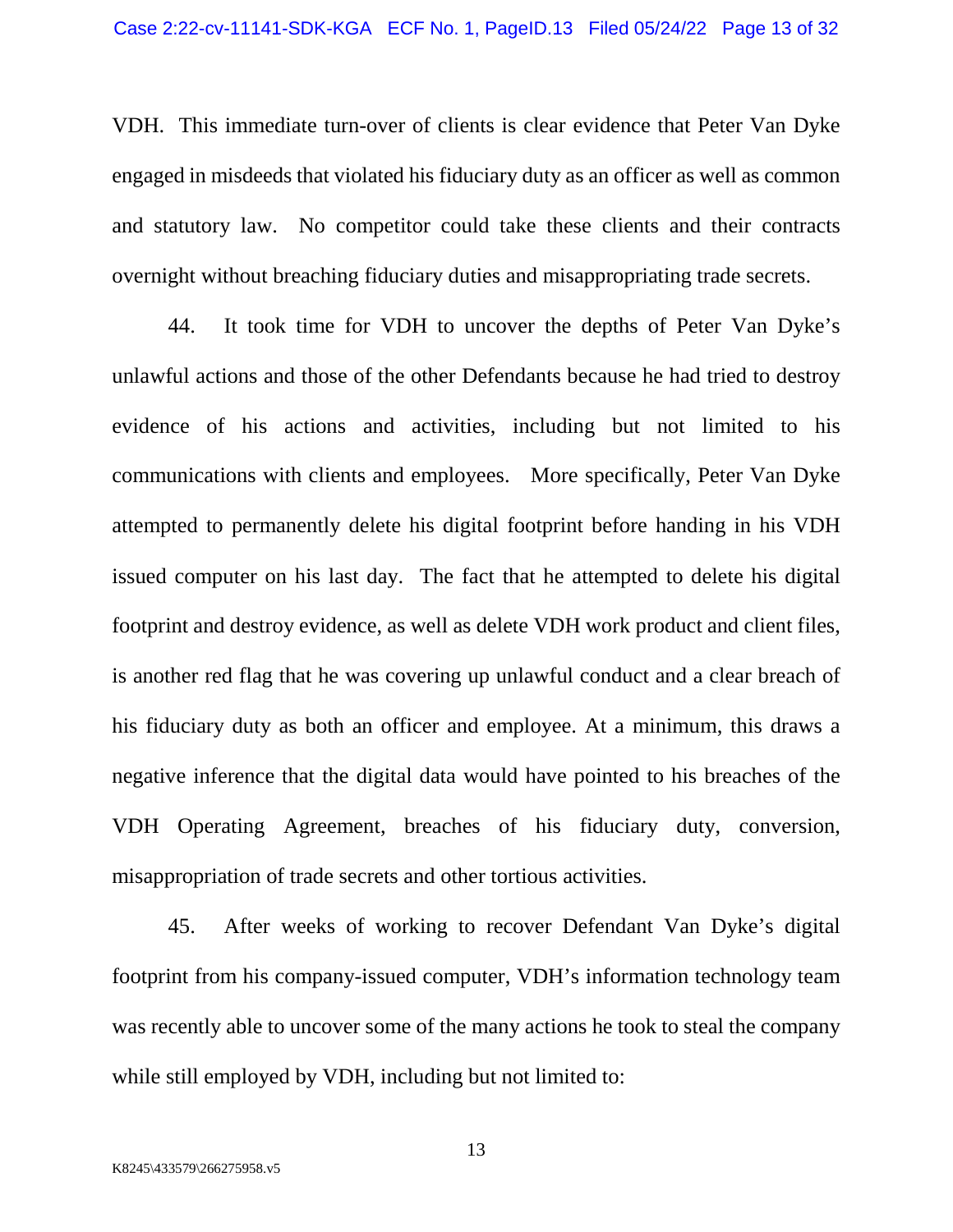VDH. This immediate turn-over of clients is clear evidence that Peter Van Dyke engaged in misdeeds that violated his fiduciary duty as an officer as well as common and statutory law. No competitor could take these clients and their contracts overnight without breaching fiduciary duties and misappropriating trade secrets.

44. It took time for VDH to uncover the depths of Peter Van Dyke's unlawful actions and those of the other Defendants because he had tried to destroy evidence of his actions and activities, including but not limited to his communications with clients and employees. More specifically, Peter Van Dyke attempted to permanently delete his digital footprint before handing in his VDH issued computer on his last day. The fact that he attempted to delete his digital footprint and destroy evidence, as well as delete VDH work product and client files, is another red flag that he was covering up unlawful conduct and a clear breach of his fiduciary duty as both an officer and employee. At a minimum, this draws a negative inference that the digital data would have pointed to his breaches of the VDH Operating Agreement, breaches of his fiduciary duty, conversion, misappropriation of trade secrets and other tortious activities.

45. After weeks of working to recover Defendant Van Dyke's digital footprint from his company-issued computer, VDH's information technology team was recently able to uncover some of the many actions he took to steal the company while still employed by VDH, including but not limited to: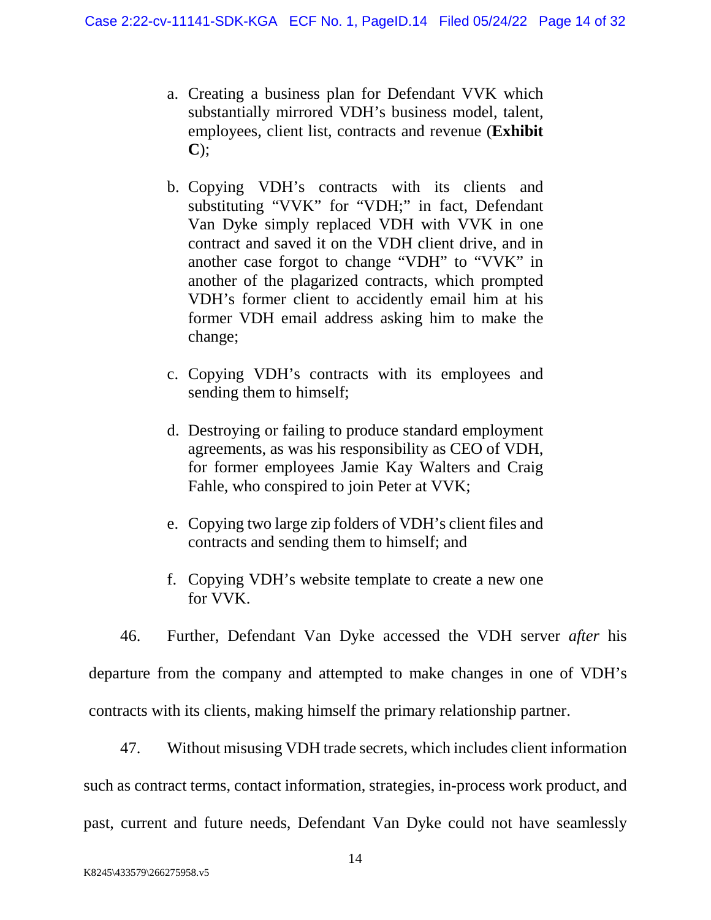a. Creating a business plan for Defendant VVK which substantially mirrored VDH's business model, talent, employees, client list, contracts and revenue (**Exhibit C**);

b. Copying VDH's contracts with its clients and substituting "VVK" for "VDH;" in fact, Defendant Van Dyke simply replaced VDH with VVK in one contract and saved it on the VDH client drive, and in another case forgot to change "VDH" to "VVK" in another of the plagarized contracts, which prompted VDH's former client to accidently email him at his former VDH email address asking him to make the change;

c. Copying VDH's contracts with its employees and sending them to himself;

d. Destroying or failing to produce standard employment agreements, as was his responsibility as CEO of VDH, for former employees Jamie Kay Walters and Craig Fahle, who conspired to join Peter at VVK;

e. Copying two large zip folders of VDH's client files and contracts and sending them to himself; and

f. Copying VDH's website template to create a new one for VVK.

46. Further, Defendant Van Dyke accessed the VDH server *after* his departure from the company and attempted to make changes in one of VDH's contracts with its clients, making himself the primary relationship partner.

47. Without misusing VDH trade secrets, which includes client information such as contract terms, contact information, strategies, in-process work product, and past, current and future needs, Defendant Van Dyke could not have seamlessly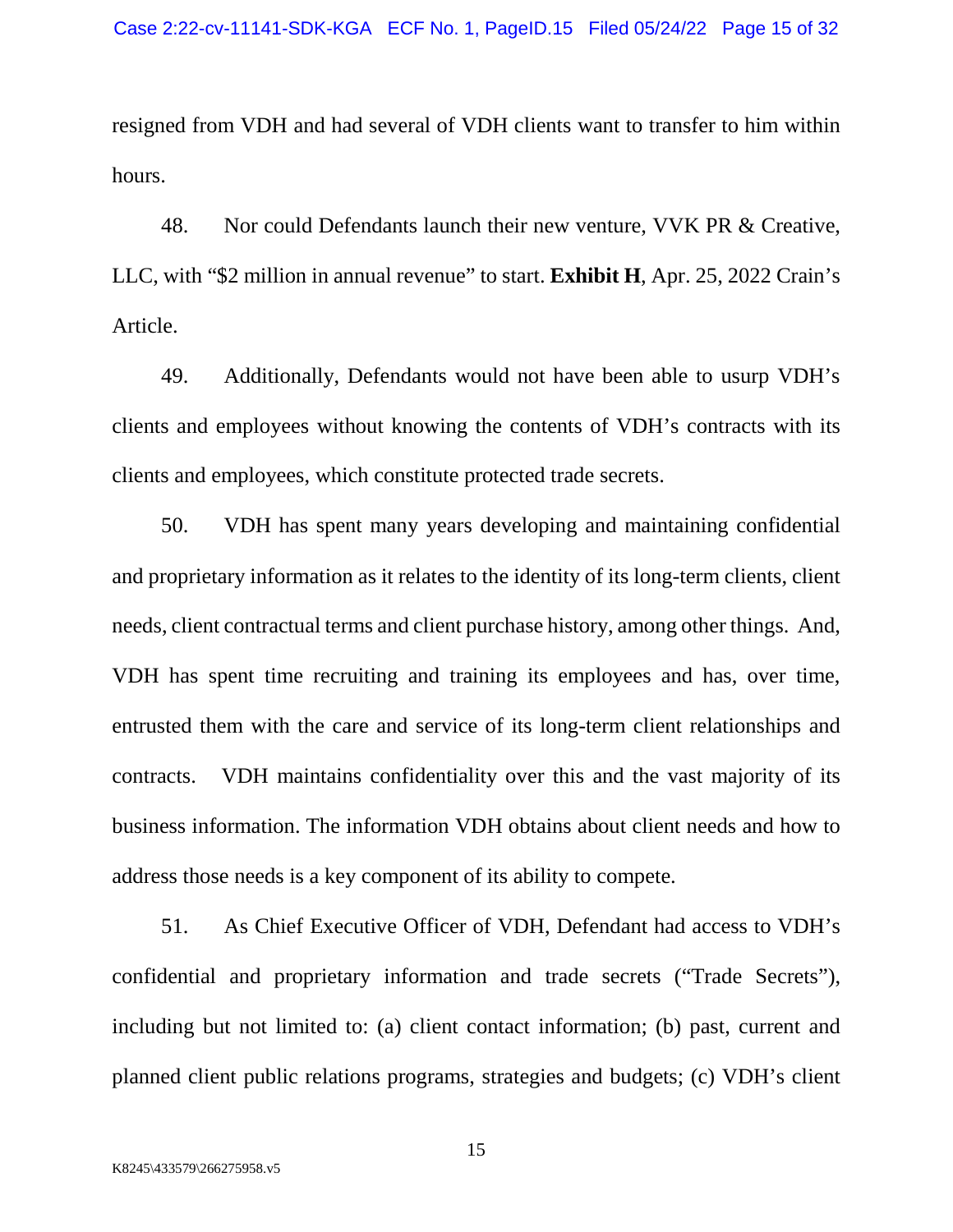resigned from VDH and had several of VDH clients want to transfer to him within hours.

48. Nor could Defendants launch their new venture, VVK PR & Creative, LLC, with "$2 million in annual revenue" to start. **Exhibit H**, Apr. 25, 2022 Crain's Article.

49. Additionally, Defendants would not have been able to usurp VDH's clients and employees without knowing the contents of VDH's contracts with its clients and employees, which constitute protected trade secrets.

50. VDH has spent many years developing and maintaining confidential and proprietary information as it relates to the identity of its long-term clients, client needs, client contractual terms and client purchase history, among other things. And, VDH has spent time recruiting and training its employees and has, over time, entrusted them with the care and service of its long-term client relationships and contracts. VDH maintains confidentiality over this and the vast majority of its business information. The information VDH obtains about client needs and how to address those needs is a key component of its ability to compete.

51. As Chief Executive Officer of VDH, Defendant had access to VDH's confidential and proprietary information and trade secrets ("Trade Secrets"), including but not limited to: (a) client contact information; (b) past, current and planned client public relations programs, strategies and budgets; (c) VDH's client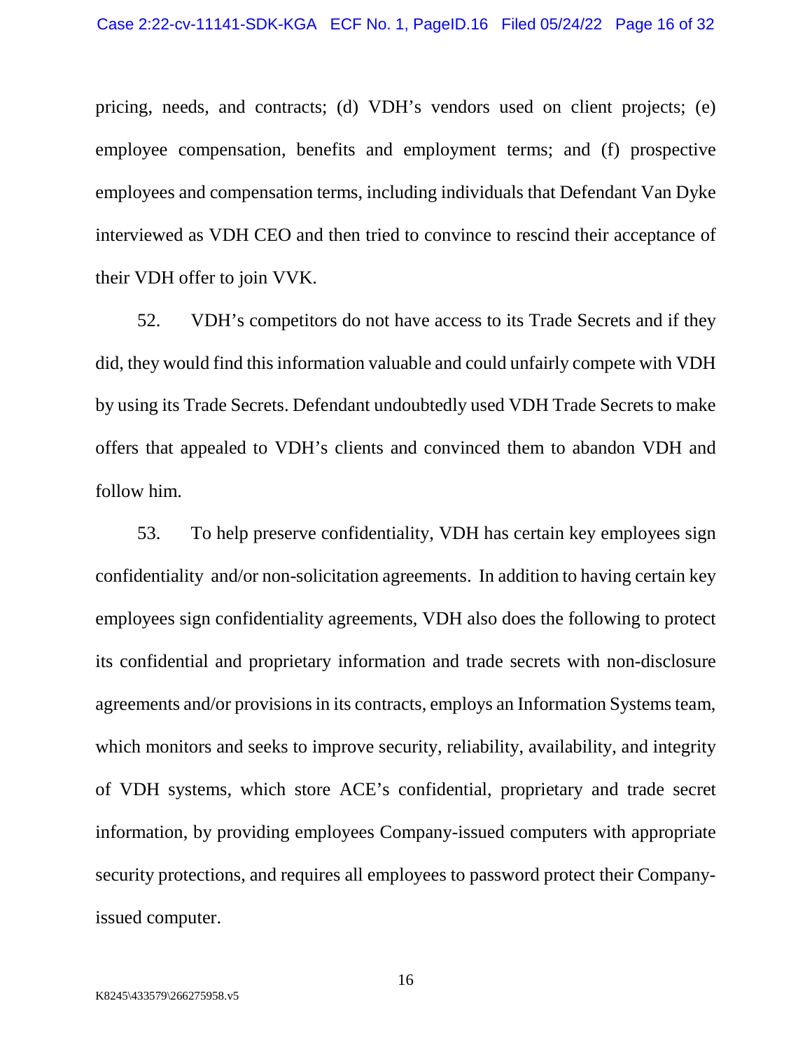pricing, needs, and contracts; (d) VDH's vendors used on client projects; (e) employee compensation, benefits and employment terms; and (f) prospective employees and compensation terms, including individuals that Defendant Van Dyke interviewed as VDH CEO and then tried to convince to rescind their acceptance of their VDH offer to join VVK.

52. VDH's competitors do not have access to its Trade Secrets and if they did, they would find this information valuable and could unfairly compete with VDH by using its Trade Secrets. Defendant undoubtedly used VDH Trade Secrets to make offers that appealed to VDH's clients and convinced them to abandon VDH and follow him.

53. To help preserve confidentiality, VDH has certain key employees sign confidentiality and/or non-solicitation agreements. In addition to having certain key employees sign confidentiality agreements, VDH also does the following to protect its confidential and proprietary information and trade secrets with non-disclosure agreements and/or provisions in its contracts, employs an Information Systems team, which monitors and seeks to improve security, reliability, availability, and integrity of VDH systems, which store ACE's confidential, proprietary and trade secret information, by providing employees Company-issued computers with appropriate security protections, and requires all employees to password protect their Company-issued computer.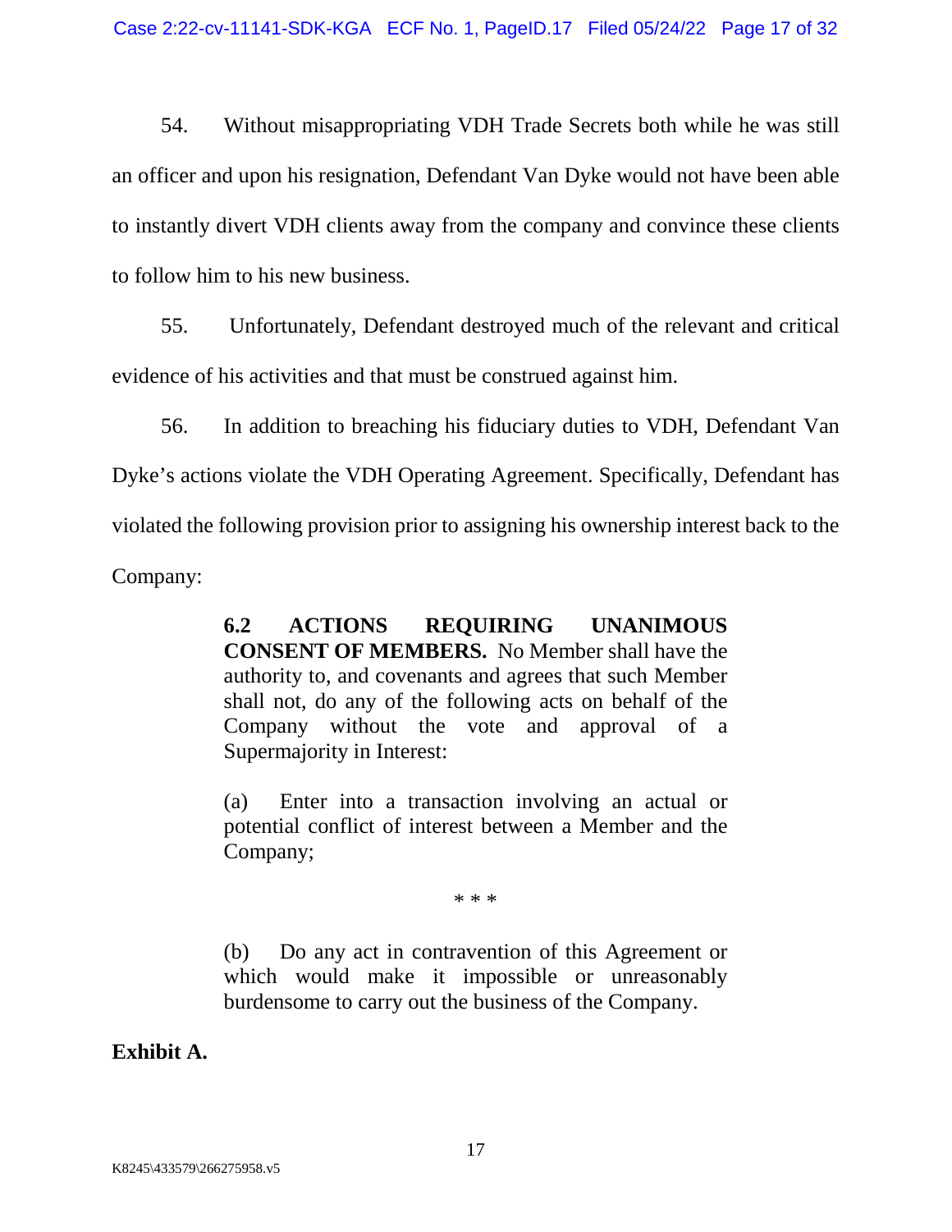54. Without misappropriating VDH Trade Secrets both while he was still an officer and upon his resignation, Defendant Van Dyke would not have been able to instantly divert VDH clients away from the company and convince these clients to follow him to his new business.

55. Unfortunately, Defendant destroyed much of the relevant and critical evidence of his activities and that must be construed against him.

56. In addition to breaching his fiduciary duties to VDH, Defendant Van Dyke's actions violate the VDH Operating Agreement. Specifically, Defendant has violated the following provision prior to assigning his ownership interest back to the Company:

> **6.2 ACTIONS REQUIRING UNANIMOUS CONSENT OF MEMBERS.** No Member shall have the authority to, and covenants and agrees that such Member shall not, do any of the following acts on behalf of the Company without the vote and approval of a Supermajority in Interest:
>
> (a) Enter into a transaction involving an actual or potential conflict of interest between a Member and the Company;
>
> \* \* \*
>
> (b) Do any act in contravention of this Agreement or which would make it impossible or unreasonably burdensome to carry out the business of the Company.

**Exhibit A.**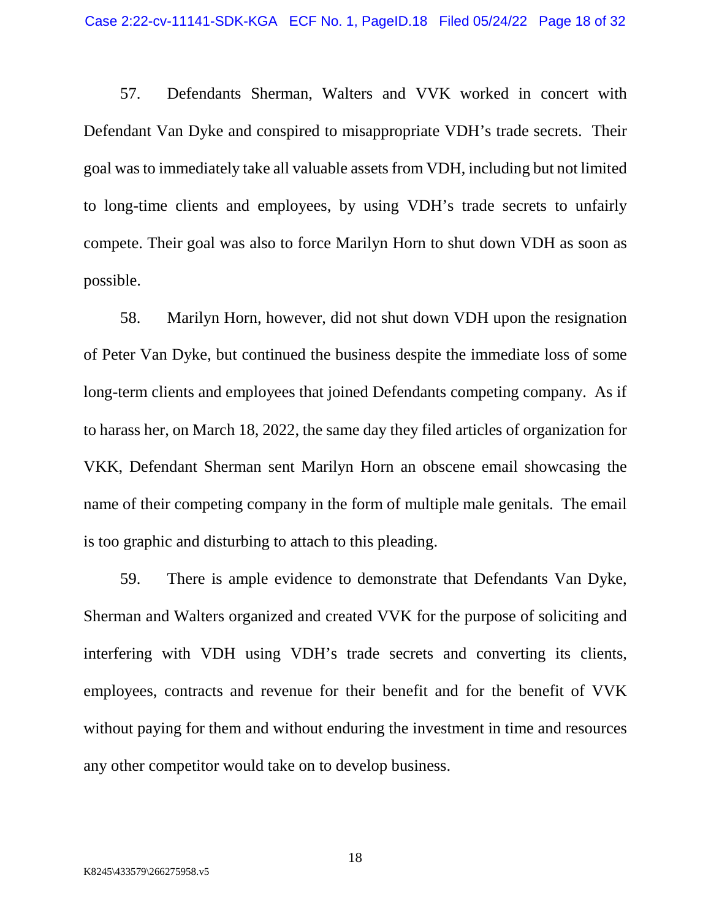57. Defendants Sherman, Walters and VVK worked in concert with Defendant Van Dyke and conspired to misappropriate VDH's trade secrets. Their goal was to immediately take all valuable assets from VDH, including but not limited to long-time clients and employees, by using VDH's trade secrets to unfairly compete. Their goal was also to force Marilyn Horn to shut down VDH as soon as possible.

58. Marilyn Horn, however, did not shut down VDH upon the resignation of Peter Van Dyke, but continued the business despite the immediate loss of some long-term clients and employees that joined Defendants competing company. As if to harass her, on March 18, 2022, the same day they filed articles of organization for VKK, Defendant Sherman sent Marilyn Horn an obscene email showcasing the name of their competing company in the form of multiple male genitals. The email is too graphic and disturbing to attach to this pleading.

59. There is ample evidence to demonstrate that Defendants Van Dyke, Sherman and Walters organized and created VVK for the purpose of soliciting and interfering with VDH using VDH's trade secrets and converting its clients, employees, contracts and revenue for their benefit and for the benefit of VVK without paying for them and without enduring the investment in time and resources any other competitor would take on to develop business.

K8245\433579\266275958.v5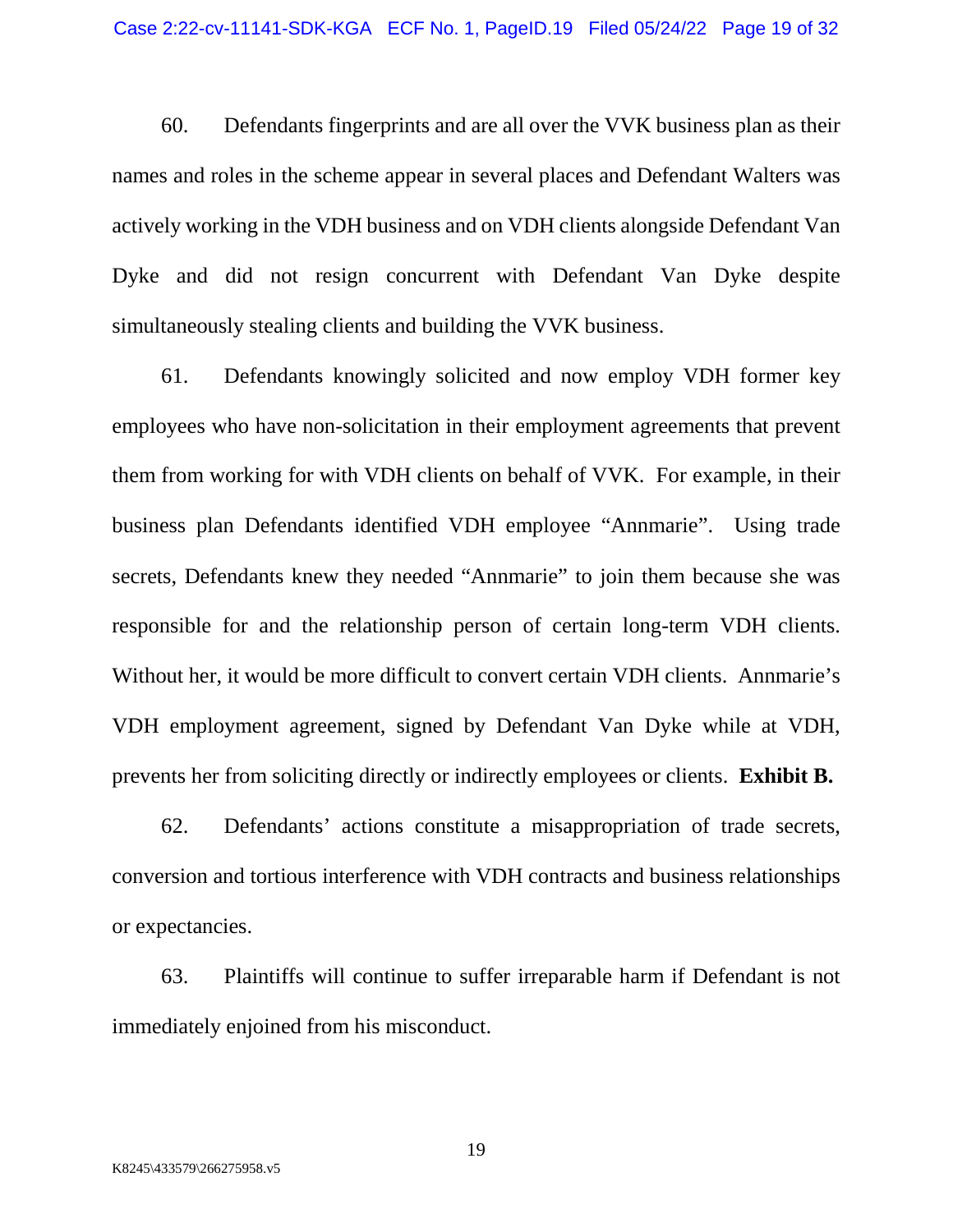60. Defendants fingerprints and are all over the VVK business plan as their names and roles in the scheme appear in several places and Defendant Walters was actively working in the VDH business and on VDH clients alongside Defendant Van Dyke and did not resign concurrent with Defendant Van Dyke despite simultaneously stealing clients and building the VVK business.

61. Defendants knowingly solicited and now employ VDH former key employees who have non-solicitation in their employment agreements that prevent them from working for with VDH clients on behalf of VVK. For example, in their business plan Defendants identified VDH employee "Annmarie". Using trade secrets, Defendants knew they needed "Annmarie" to join them because she was responsible for and the relationship person of certain long-term VDH clients. Without her, it would be more difficult to convert certain VDH clients. Annmarie's VDH employment agreement, signed by Defendant Van Dyke while at VDH, prevents her from soliciting directly or indirectly employees or clients. **Exhibit B.**

62. Defendants' actions constitute a misappropriation of trade secrets, conversion and tortious interference with VDH contracts and business relationships or expectancies.

63. Plaintiffs will continue to suffer irreparable harm if Defendant is not immediately enjoined from his misconduct.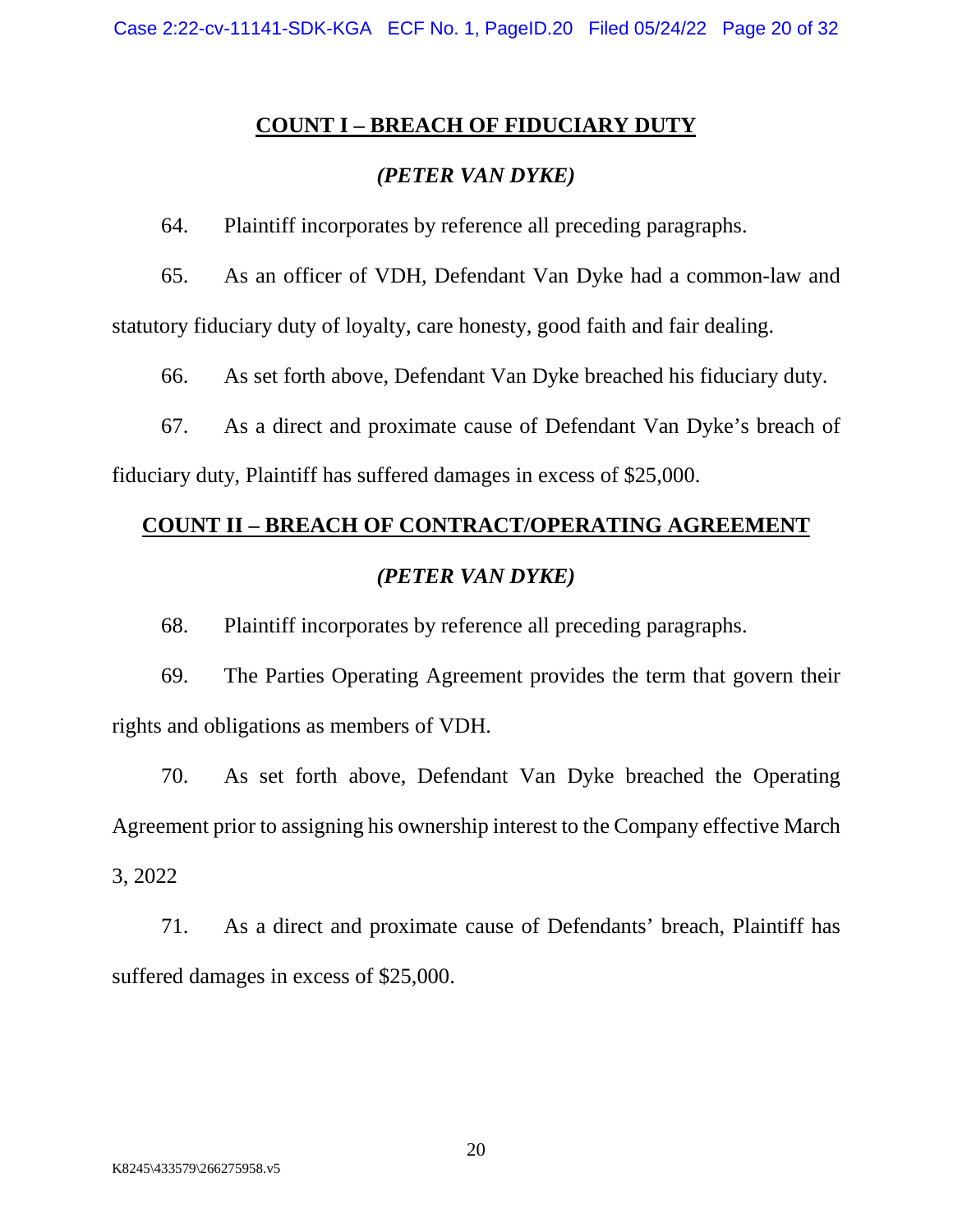## COUNT I – BREACH OF FIDUCIARY DUTY

*(PETER VAN DYKE)*

64. Plaintiff incorporates by reference all preceding paragraphs.

65. As an officer of VDH, Defendant Van Dyke had a common-law and statutory fiduciary duty of loyalty, care honesty, good faith and fair dealing.

66. As set forth above, Defendant Van Dyke breached his fiduciary duty.

67. As a direct and proximate cause of Defendant Van Dyke's breach of fiduciary duty, Plaintiff has suffered damages in excess of $25,000.

## COUNT II – BREACH OF CONTRACT/OPERATING AGREEMENT

*(PETER VAN DYKE)*

68. Plaintiff incorporates by reference all preceding paragraphs.

69. The Parties Operating Agreement provides the term that govern their rights and obligations as members of VDH.

70. As set forth above, Defendant Van Dyke breached the Operating Agreement prior to assigning his ownership interest to the Company effective March 3, 2022

71. As a direct and proximate cause of Defendants' breach, Plaintiff has suffered damages in excess of $25,000.

K8245\433579\266275958.v5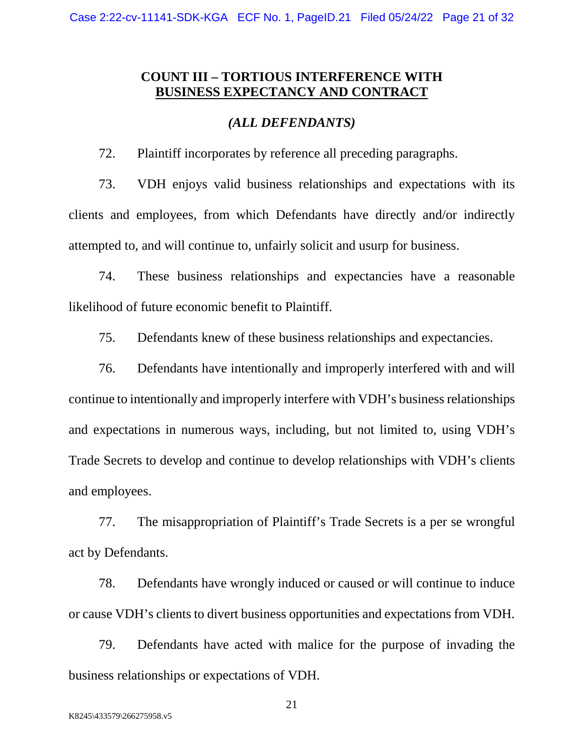## COUNT III – TORTIOUS INTERFERENCE WITH BUSINESS EXPECTANCY AND CONTRACT

***(ALL DEFENDANTS)***

72. Plaintiff incorporates by reference all preceding paragraphs.

73. VDH enjoys valid business relationships and expectations with its clients and employees, from which Defendants have directly and/or indirectly attempted to, and will continue to, unfairly solicit and usurp for business.

74. These business relationships and expectancies have a reasonable likelihood of future economic benefit to Plaintiff.

75. Defendants knew of these business relationships and expectancies.

76. Defendants have intentionally and improperly interfered with and will continue to intentionally and improperly interfere with VDH's business relationships and expectations in numerous ways, including, but not limited to, using VDH's Trade Secrets to develop and continue to develop relationships with VDH's clients and employees.

77. The misappropriation of Plaintiff's Trade Secrets is a per se wrongful act by Defendants.

78. Defendants have wrongly induced or caused or will continue to induce or cause VDH's clients to divert business opportunities and expectations from VDH.

79. Defendants have acted with malice for the purpose of invading the business relationships or expectations of VDH.

K8245\433579\266275958.v5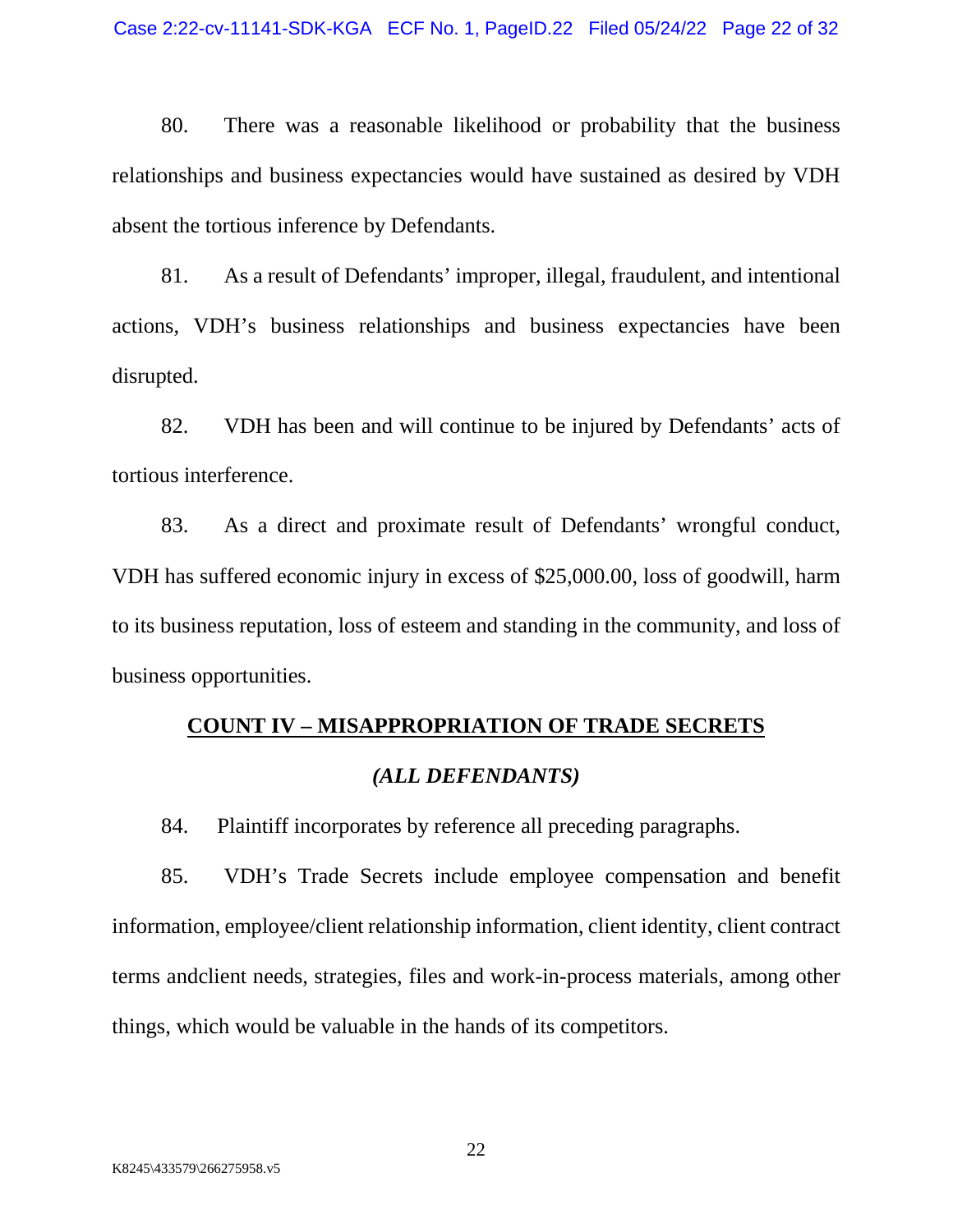80. There was a reasonable likelihood or probability that the business relationships and business expectancies would have sustained as desired by VDH absent the tortious inference by Defendants.

81. As a result of Defendants' improper, illegal, fraudulent, and intentional actions, VDH's business relationships and business expectancies have been disrupted.

82. VDH has been and will continue to be injured by Defendants' acts of tortious interference.

83. As a direct and proximate result of Defendants' wrongful conduct, VDH has suffered economic injury in excess of $25,000.00, loss of goodwill, harm to its business reputation, loss of esteem and standing in the community, and loss of business opportunities.

## <u>**COUNT IV – MISAPPROPRIATION OF TRADE SECRETS**</u>

***(ALL DEFENDANTS)***

84. Plaintiff incorporates by reference all preceding paragraphs.

85. VDH's Trade Secrets include employee compensation and benefit information, employee/client relationship information, client identity, client contract terms andclient needs, strategies, files and work-in-process materials, among other things, which would be valuable in the hands of its competitors.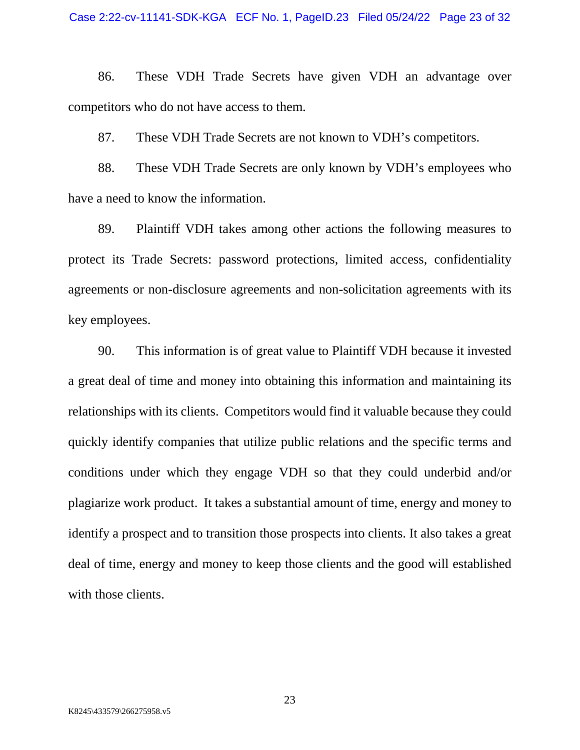86. These VDH Trade Secrets have given VDH an advantage over competitors who do not have access to them.

87. These VDH Trade Secrets are not known to VDH's competitors.

88. These VDH Trade Secrets are only known by VDH's employees who have a need to know the information.

89. Plaintiff VDH takes among other actions the following measures to protect its Trade Secrets: password protections, limited access, confidentiality agreements or non-disclosure agreements and non-solicitation agreements with its key employees.

90. This information is of great value to Plaintiff VDH because it invested a great deal of time and money into obtaining this information and maintaining its relationships with its clients. Competitors would find it valuable because they could quickly identify companies that utilize public relations and the specific terms and conditions under which they engage VDH so that they could underbid and/or plagiarize work product. It takes a substantial amount of time, energy and money to identify a prospect and to transition those prospects into clients. It also takes a great deal of time, energy and money to keep those clients and the good will established with those clients.

K8245\433579\266275958.v5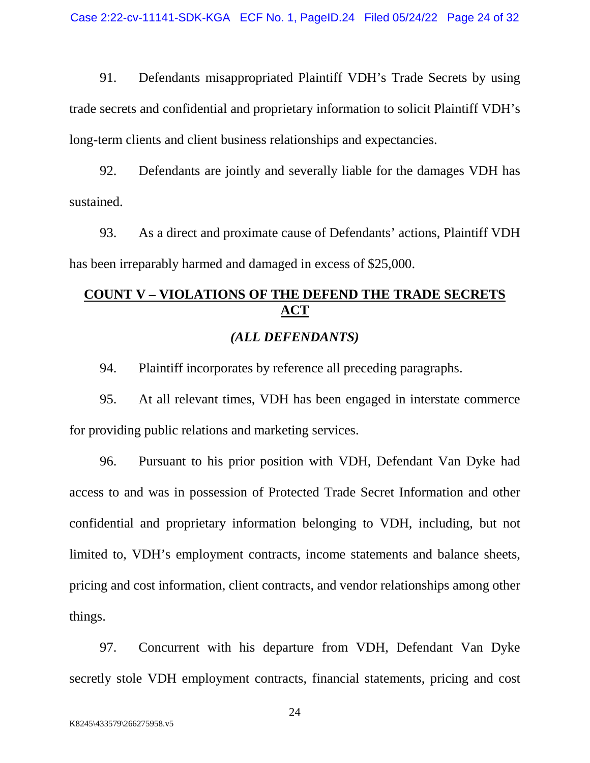91. Defendants misappropriated Plaintiff VDH's Trade Secrets by using trade secrets and confidential and proprietary information to solicit Plaintiff VDH's long-term clients and client business relationships and expectancies.

92. Defendants are jointly and severally liable for the damages VDH has sustained.

93. As a direct and proximate cause of Defendants' actions, Plaintiff VDH has been irreparably harmed and damaged in excess of $25,000.

## COUNT V – VIOLATIONS OF THE DEFEND THE TRADE SECRETS ACT

### *(ALL DEFENDANTS)*

94. Plaintiff incorporates by reference all preceding paragraphs.

95. At all relevant times, VDH has been engaged in interstate commerce for providing public relations and marketing services.

96. Pursuant to his prior position with VDH, Defendant Van Dyke had access to and was in possession of Protected Trade Secret Information and other confidential and proprietary information belonging to VDH, including, but not limited to, VDH's employment contracts, income statements and balance sheets, pricing and cost information, client contracts, and vendor relationships among other things.

97. Concurrent with his departure from VDH, Defendant Van Dyke secretly stole VDH employment contracts, financial statements, pricing and cost

K8245\433579\266275958.v5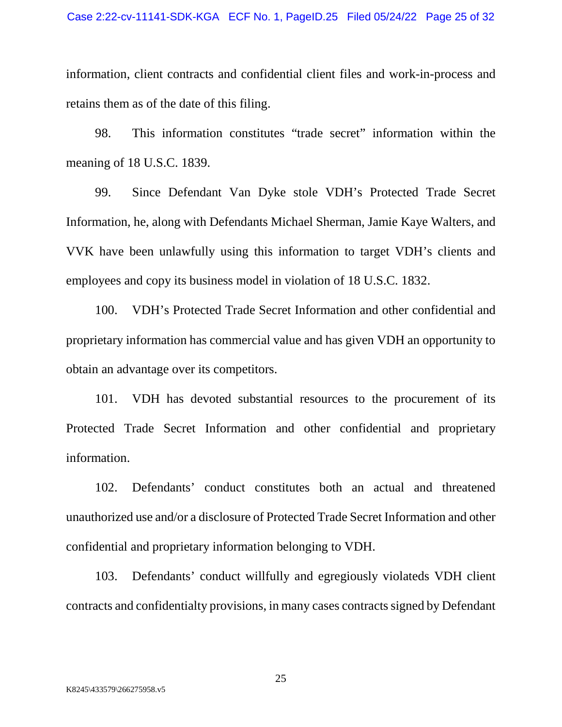information, client contracts and confidential client files and work-in-process and retains them as of the date of this filing.

98. This information constitutes "trade secret" information within the meaning of 18 U.S.C. 1839.

99. Since Defendant Van Dyke stole VDH's Protected Trade Secret Information, he, along with Defendants Michael Sherman, Jamie Kaye Walters, and VVK have been unlawfully using this information to target VDH's clients and employees and copy its business model in violation of 18 U.S.C. 1832.

100. VDH's Protected Trade Secret Information and other confidential and proprietary information has commercial value and has given VDH an opportunity to obtain an advantage over its competitors.

101. VDH has devoted substantial resources to the procurement of its Protected Trade Secret Information and other confidential and proprietary information.

102. Defendants' conduct constitutes both an actual and threatened unauthorized use and/or a disclosure of Protected Trade Secret Information and other confidential and proprietary information belonging to VDH.

103. Defendants' conduct willfully and egregiously violateds VDH client contracts and confidentialty provisions, in many cases contracts signed by Defendant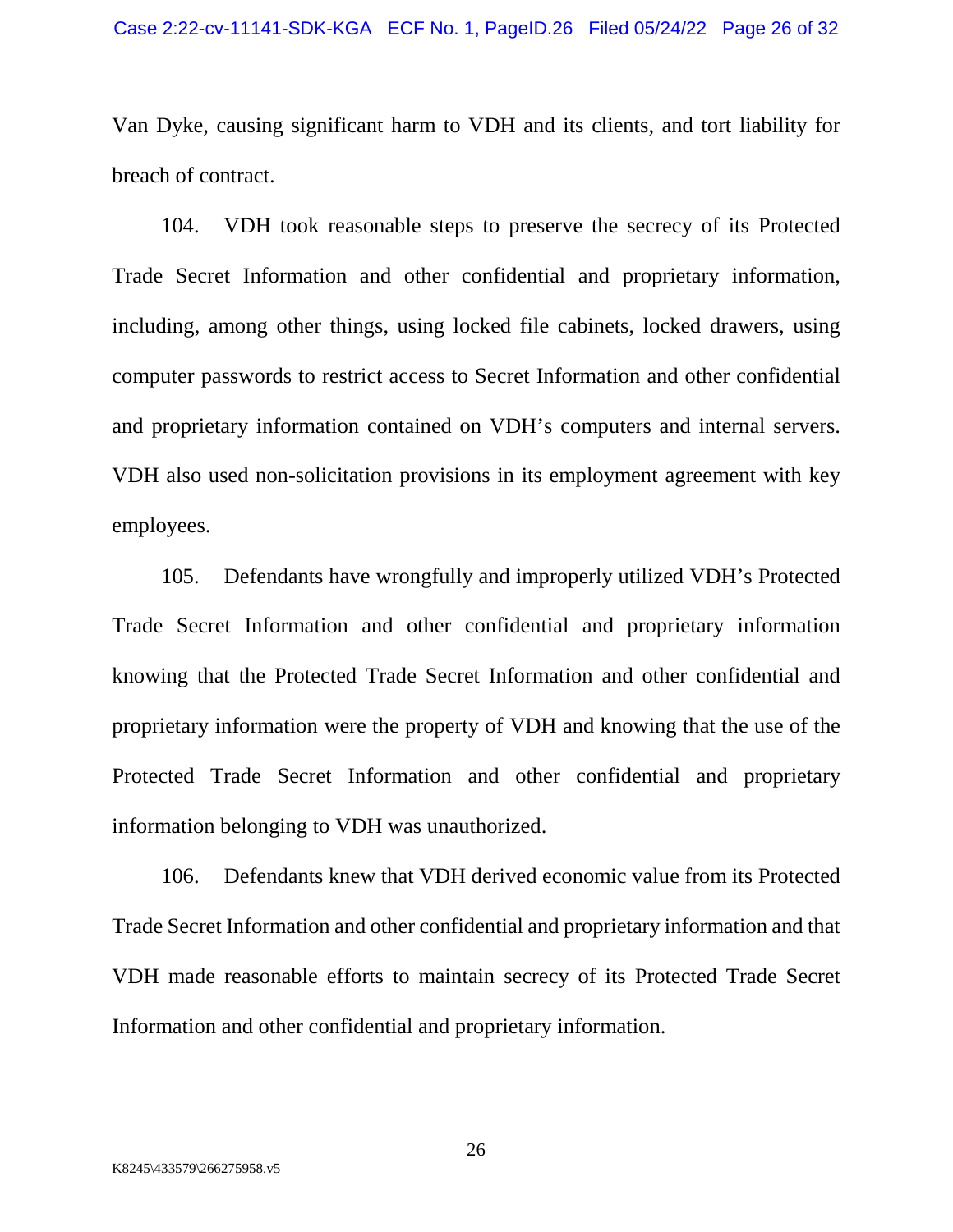Van Dyke, causing significant harm to VDH and its clients, and tort liability for breach of contract.

104. VDH took reasonable steps to preserve the secrecy of its Protected Trade Secret Information and other confidential and proprietary information, including, among other things, using locked file cabinets, locked drawers, using computer passwords to restrict access to Secret Information and other confidential and proprietary information contained on VDH's computers and internal servers. VDH also used non-solicitation provisions in its employment agreement with key employees.

105. Defendants have wrongfully and improperly utilized VDH's Protected Trade Secret Information and other confidential and proprietary information knowing that the Protected Trade Secret Information and other confidential and proprietary information were the property of VDH and knowing that the use of the Protected Trade Secret Information and other confidential and proprietary information belonging to VDH was unauthorized.

106. Defendants knew that VDH derived economic value from its Protected Trade Secret Information and other confidential and proprietary information and that VDH made reasonable efforts to maintain secrecy of its Protected Trade Secret Information and other confidential and proprietary information.

K8245\433579\266275958.v5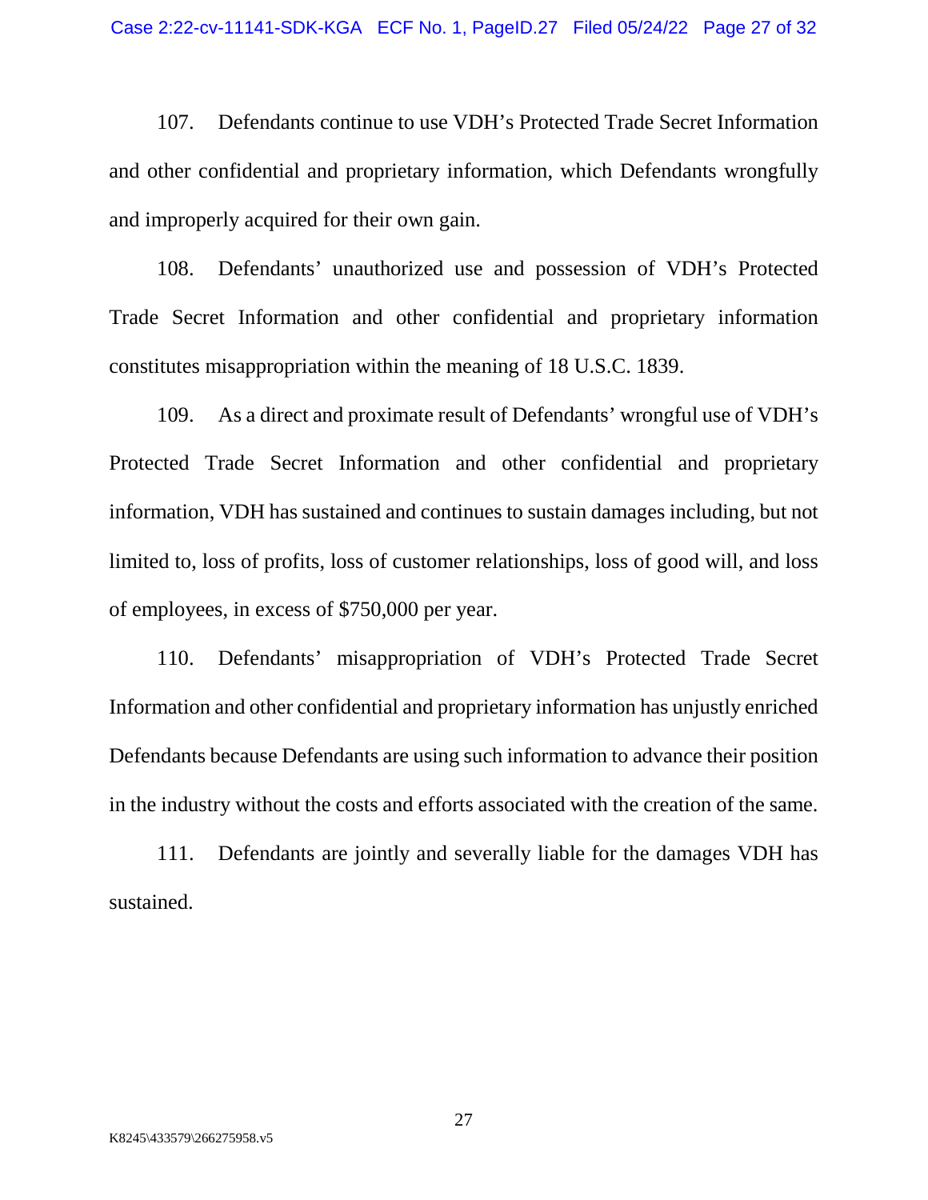107. Defendants continue to use VDH's Protected Trade Secret Information and other confidential and proprietary information, which Defendants wrongfully and improperly acquired for their own gain.

108. Defendants' unauthorized use and possession of VDH's Protected Trade Secret Information and other confidential and proprietary information constitutes misappropriation within the meaning of 18 U.S.C. 1839.

109. As a direct and proximate result of Defendants' wrongful use of VDH's Protected Trade Secret Information and other confidential and proprietary information, VDH has sustained and continues to sustain damages including, but not limited to, loss of profits, loss of customer relationships, loss of good will, and loss of employees, in excess of $750,000 per year.

110. Defendants' misappropriation of VDH's Protected Trade Secret Information and other confidential and proprietary information has unjustly enriched Defendants because Defendants are using such information to advance their position in the industry without the costs and efforts associated with the creation of the same.

111. Defendants are jointly and severally liable for the damages VDH has sustained.

K8245\433579\266275958.v5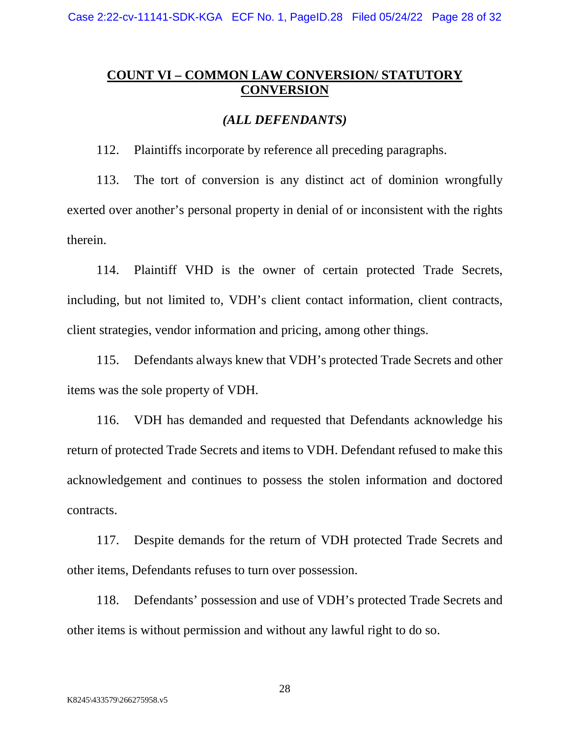## COUNT VI – COMMON LAW CONVERSION/ STATUTORY CONVERSION

### *(ALL DEFENDANTS)*

112. Plaintiffs incorporate by reference all preceding paragraphs.

113. The tort of conversion is any distinct act of dominion wrongfully exerted over another's personal property in denial of or inconsistent with the rights therein.

114. Plaintiff VHD is the owner of certain protected Trade Secrets, including, but not limited to, VDH's client contact information, client contracts, client strategies, vendor information and pricing, among other things.

115. Defendants always knew that VDH's protected Trade Secrets and other items was the sole property of VDH.

116. VDH has demanded and requested that Defendants acknowledge his return of protected Trade Secrets and items to VDH. Defendant refused to make this acknowledgement and continues to possess the stolen information and doctored contracts.

117. Despite demands for the return of VDH protected Trade Secrets and other items, Defendants refuses to turn over possession.

118. Defendants' possession and use of VDH's protected Trade Secrets and other items is without permission and without any lawful right to do so.

K8245\433579\266275958.v5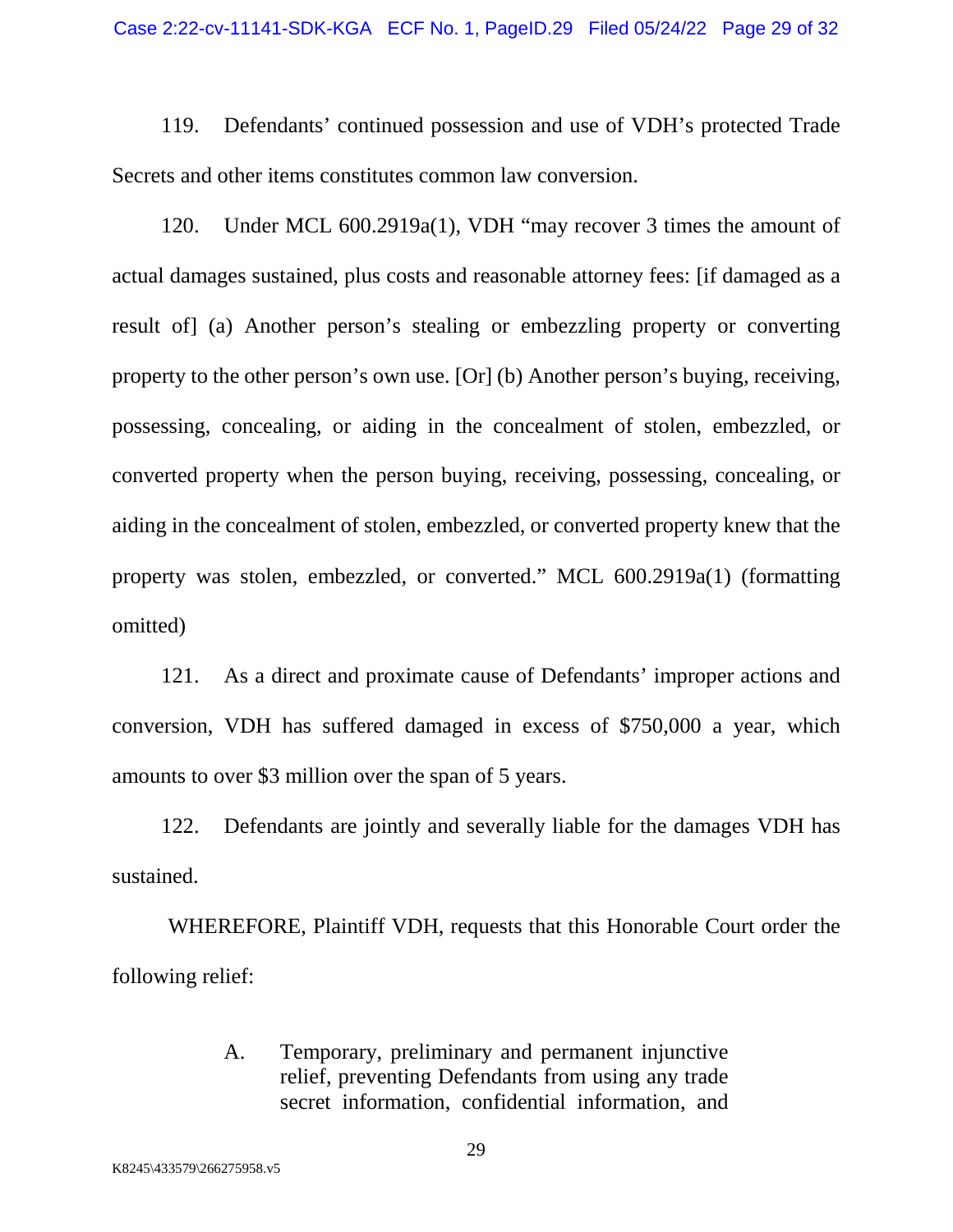119. Defendants' continued possession and use of VDH's protected Trade Secrets and other items constitutes common law conversion.

120. Under MCL 600.2919a(1), VDH "may recover 3 times the amount of actual damages sustained, plus costs and reasonable attorney fees: [if damaged as a result of] (a) Another person's stealing or embezzling property or converting property to the other person's own use. [Or] (b) Another person's buying, receiving, possessing, concealing, or aiding in the concealment of stolen, embezzled, or converted property when the person buying, receiving, possessing, concealing, or aiding in the concealment of stolen, embezzled, or converted property knew that the property was stolen, embezzled, or converted." MCL 600.2919a(1) (formatting omitted)

121. As a direct and proximate cause of Defendants' improper actions and conversion, VDH has suffered damaged in excess of $750,000 a year, which amounts to over $3 million over the span of 5 years.

122. Defendants are jointly and severally liable for the damages VDH has sustained.

WHEREFORE, Plaintiff VDH, requests that this Honorable Court order the following relief:

A. Temporary, preliminary and permanent injunctive relief, preventing Defendants from using any trade secret information, confidential information, and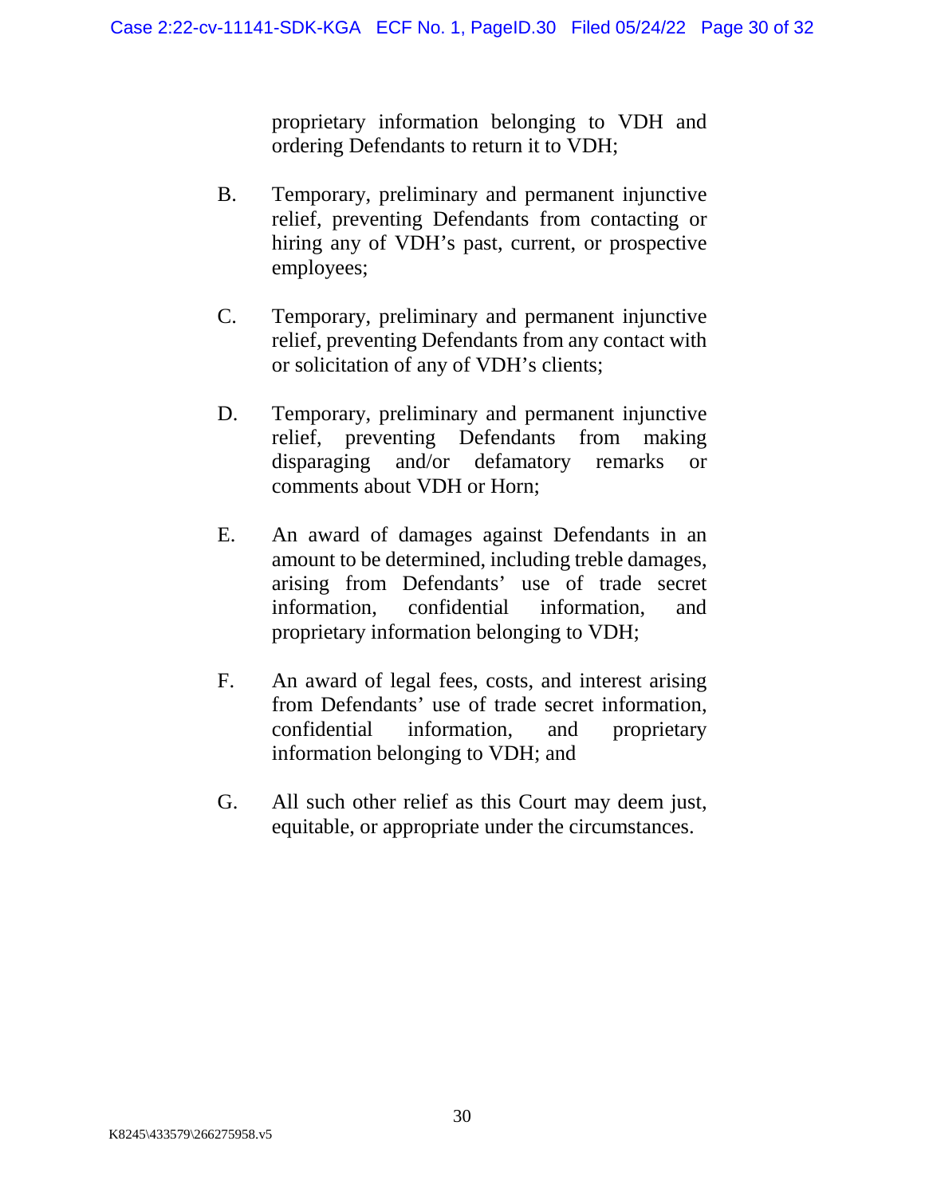proprietary information belonging to VDH and ordering Defendants to return it to VDH;

B. Temporary, preliminary and permanent injunctive relief, preventing Defendants from contacting or hiring any of VDH's past, current, or prospective employees;

C. Temporary, preliminary and permanent injunctive relief, preventing Defendants from any contact with or solicitation of any of VDH's clients;

D. Temporary, preliminary and permanent injunctive relief, preventing Defendants from making disparaging and/or defamatory remarks or comments about VDH or Horn;

E. An award of damages against Defendants in an amount to be determined, including treble damages, arising from Defendants' use of trade secret information, confidential information, and proprietary information belonging to VDH;

F. An award of legal fees, costs, and interest arising from Defendants' use of trade secret information, confidential information, and proprietary information belonging to VDH; and

G. All such other relief as this Court may deem just, equitable, or appropriate under the circumstances.

K8245\433579\266275958.v5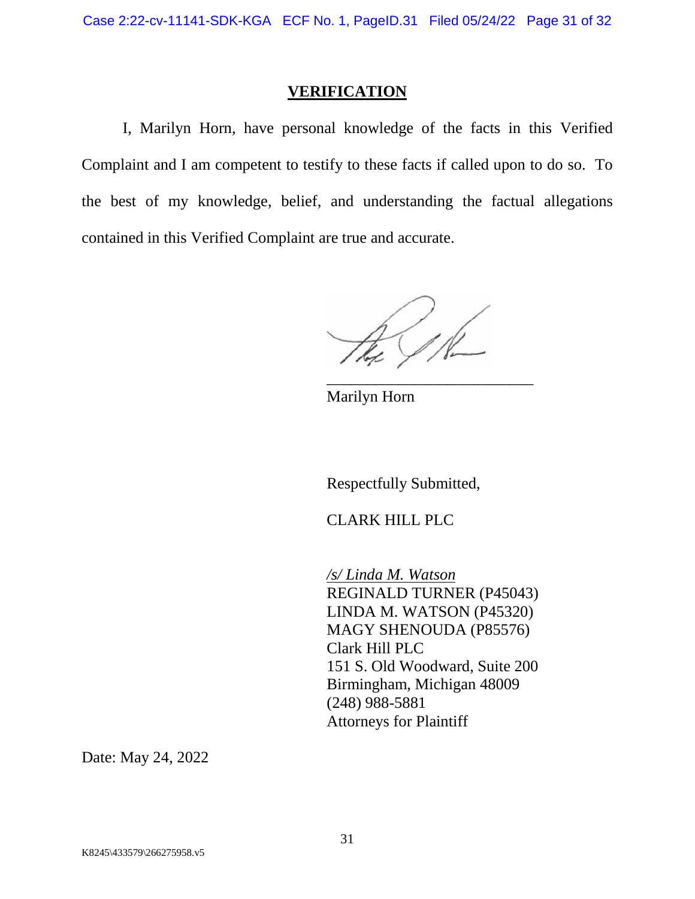## VERIFICATION

I, Marilyn Horn, have personal knowledge of the facts in this Verified Complaint and I am competent to testify to these facts if called upon to do so. To the best of my knowledge, belief, and understanding the factual allegations contained in this Verified Complaint are true and accurate.

\_\_\_\_\_\_\_\_\_\_\_\_\_\_\_\_\_\_\_\_\_\_\_\_\_\_\_
Marilyn Horn

Respectfully Submitted,

CLARK HILL PLC

*/s/ Linda M. Watson*
REGINALD TURNER (P45043)
LINDA M. WATSON (P45320)
MAGY SHENOUDA (P85576)
Clark Hill PLC
151 S. Old Woodward, Suite 200
Birmingham, Michigan 48009
(248) 988-5881
Attorneys for Plaintiff

Date: May 24, 2022

K8245\433579\266275958.v5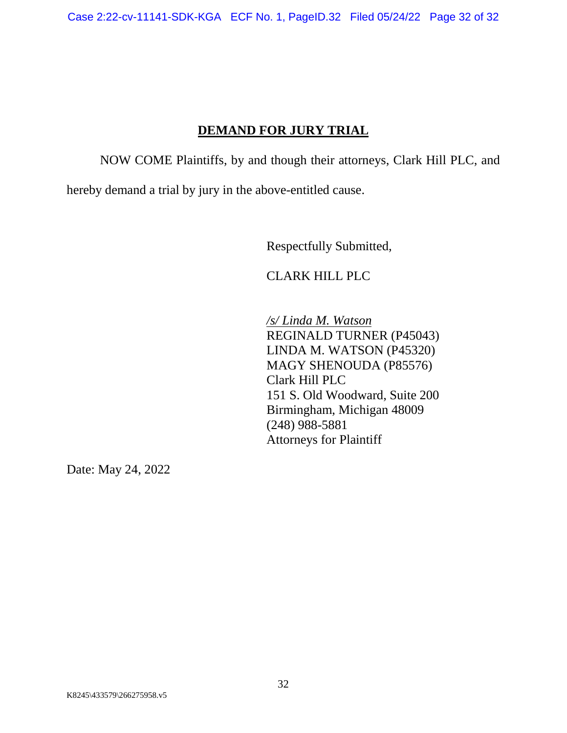## DEMAND FOR JURY TRIAL

NOW COME Plaintiffs, by and though their attorneys, Clark Hill PLC, and hereby demand a trial by jury in the above-entitled cause.

Respectfully Submitted,

CLARK HILL PLC

*/s/ Linda M. Watson*
REGINALD TURNER (P45043)
LINDA M. WATSON (P45320)
MAGY SHENOUDA (P85576)
Clark Hill PLC
151 S. Old Woodward, Suite 200
Birmingham, Michigan 48009
(248) 988-5881
Attorneys for Plaintiff

Date: May 24, 2022

K8245\433579\266275958.v5